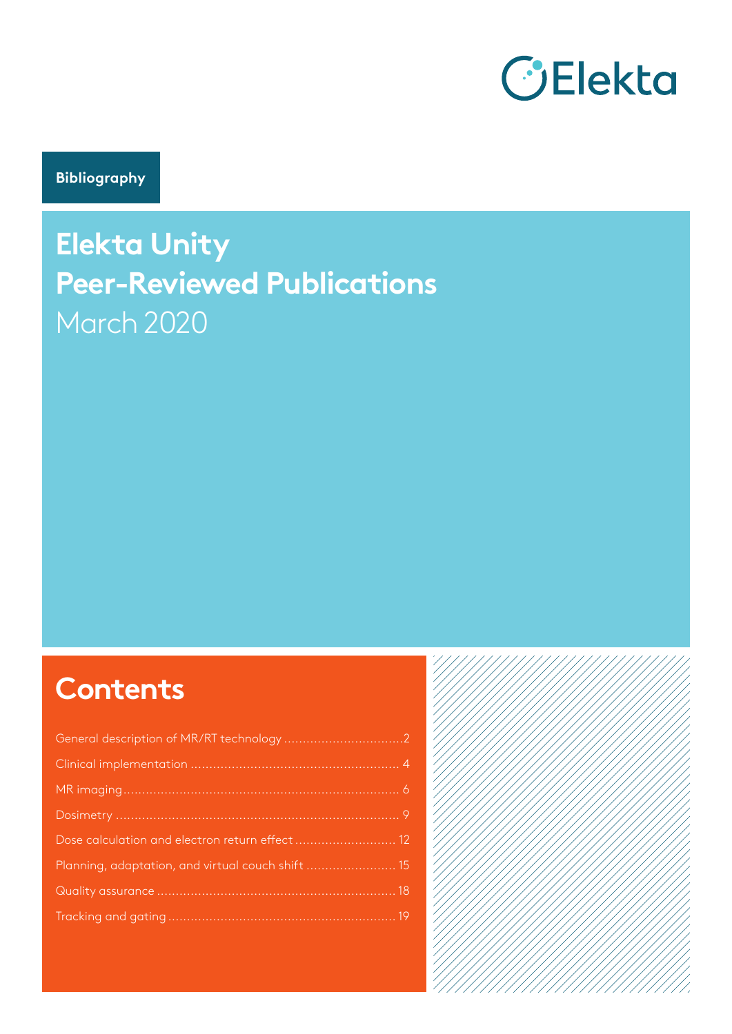Elekta

**Bibliography**

# Elekta Unity
# Peer-Reviewed Publications
March 2020

## Contents

- General description of MR/RT technology .....2
- Clinical implementation ..... 4
- MR imaging ..... 6
- Dosimetry ..... 9
- Dose calculation and electron return effect ..... 12
- Planning, adaptation, and virtual couch shift ..... 15
- Quality assurance ..... 18
- Tracking and gating ..... 19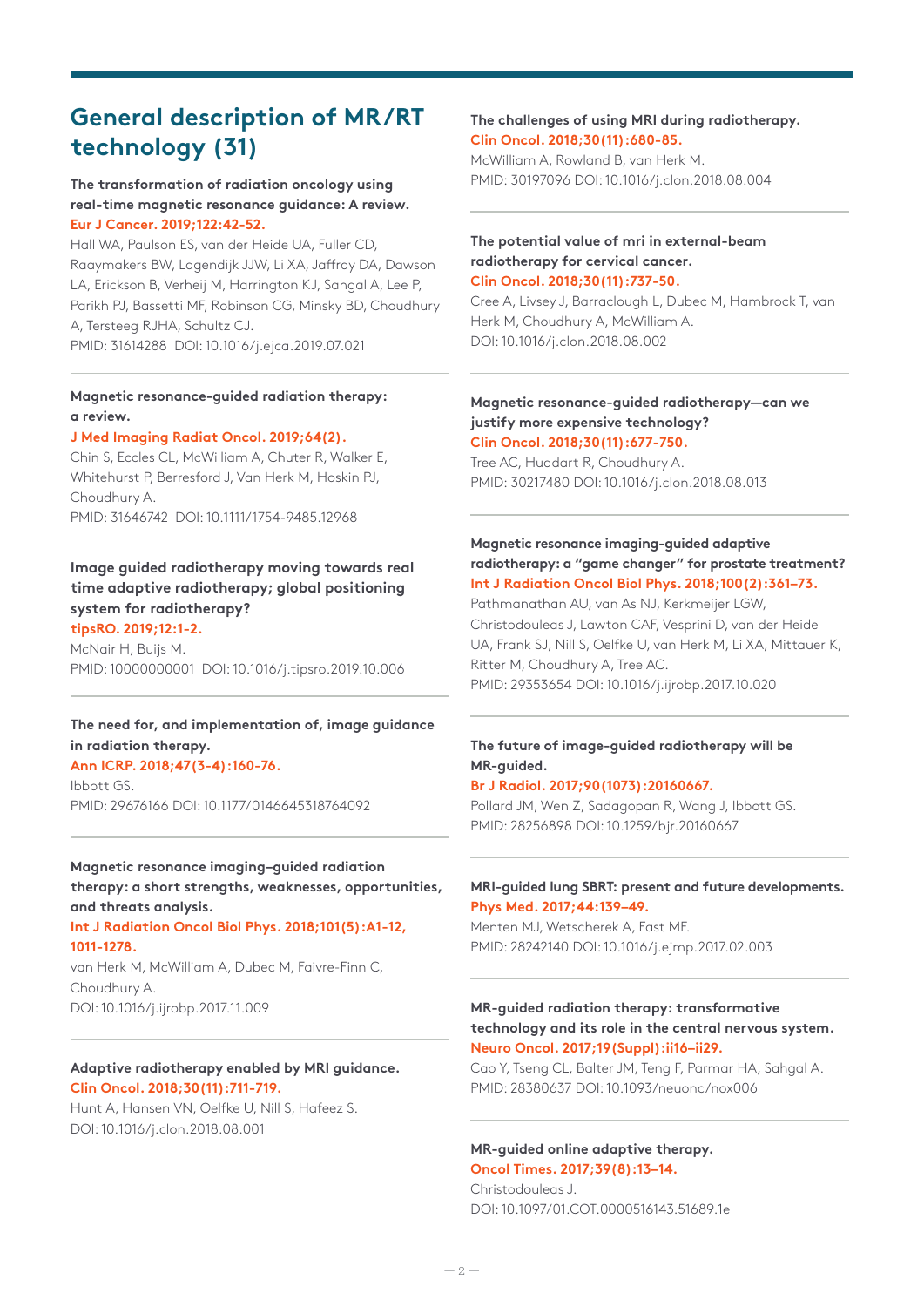# General description of MR/RT technology (31)

**The transformation of radiation oncology using real-time magnetic resonance guidance: A review.**
**Eur J Cancer. 2019;122:42-52.**
Hall WA, Paulson ES, van der Heide UA, Fuller CD, Raaymakers BW, Lagendijk JJW, Li XA, Jaffray DA, Dawson LA, Erickson B, Verheij M, Harrington KJ, Sahgal A, Lee P, Parikh PJ, Bassetti MF, Robinson CG, Minsky BD, Choudhury A, Tersteeg RJHA, Schultz CJ.
PMID: 31614288 DOI: 10.1016/j.ejca.2019.07.021

---

**Magnetic resonance-guided radiation therapy: a review.**
**J Med Imaging Radiat Oncol. 2019;64(2).**
Chin S, Eccles CL, McWilliam A, Chuter R, Walker E, Whitehurst P, Berresford J, Van Herk M, Hoskin PJ, Choudhury A.
PMID: 31646742 DOI: 10.1111/1754-9485.12968

---

**Image guided radiotherapy moving towards real time adaptive radiotherapy; global positioning system for radiotherapy?**
**tipsRO. 2019;12:1-2.**
McNair H, Buijs M.
PMID: 10000000001 DOI: 10.1016/j.tipsro.2019.10.006

---

**The need for, and implementation of, image guidance in radiation therapy.**
**Ann ICRP. 2018;47(3-4):160-76.**
Ibbott GS.
PMID: 29676166 DOI: 10.1177/0146645318764092

---

**Magnetic resonance imaging–guided radiation therapy: a short strengths, weaknesses, opportunities, and threats analysis.**
**Int J Radiation Oncol Biol Phys. 2018;101(5):A1-12, 1011-1278.**
van Herk M, McWilliam A, Dubec M, Faivre-Finn C, Choudhury A.
DOI: 10.1016/j.ijrobp.2017.11.009

---

**Adaptive radiotherapy enabled by MRI guidance.**
**Clin Oncol. 2018;30(11):711-719.**
Hunt A, Hansen VN, Oelfke U, Nill S, Hafeez S.
DOI: 10.1016/j.clon.2018.08.001

---

**The challenges of using MRI during radiotherapy.**
**Clin Oncol. 2018;30(11):680-85.**
McWilliam A, Rowland B, van Herk M.
PMID: 30197096 DOI: 10.1016/j.clon.2018.08.004

---

**The potential value of mri in external-beam radiotherapy for cervical cancer.**
**Clin Oncol. 2018;30(11):737-50.**
Cree A, Livsey J, Barraclough L, Dubec M, Hambrock T, van Herk M, Choudhury A, McWilliam A.
DOI: 10.1016/j.clon.2018.08.002

---

**Magnetic resonance-guided radiotherapy—can we justify more expensive technology?**
**Clin Oncol. 2018;30(11):677-750.**
Tree AC, Huddart R, Choudhury A.
PMID: 30217480 DOI: 10.1016/j.clon.2018.08.013

---

**Magnetic resonance imaging-guided adaptive radiotherapy: a "game changer" for prostate treatment?**
**Int J Radiation Oncol Biol Phys. 2018;100(2):361–73.**
Pathmanathan AU, van As NJ, Kerkmeijer LGW, Christodouleas J, Lawton CAF, Vesprini D, van der Heide UA, Frank SJ, Nill S, Oelfke U, van Herk M, Li XA, Mittauer K, Ritter M, Choudhury A, Tree AC.
PMID: 29353654 DOI: 10.1016/j.ijrobp.2017.10.020

---

**The future of image-guided radiotherapy will be MR-guided.**
**Br J Radiol. 2017;90(1073):20160667.**
Pollard JM, Wen Z, Sadagopan R, Wang J, Ibbott GS.
PMID: 28256898 DOI: 10.1259/bjr.20160667

---

**MRI-guided lung SBRT: present and future developments.**
**Phys Med. 2017;44:139–49.**
Menten MJ, Wetscherek A, Fast MF.
PMID: 28242140 DOI: 10.1016/j.ejmp.2017.02.003

---

**MR-guided radiation therapy: transformative technology and its role in the central nervous system.**
**Neuro Oncol. 2017;19(Suppl):ii16–ii29.**
Cao Y, Tseng CL, Balter JM, Teng F, Parmar HA, Sahgal A.
PMID: 28380637 DOI: 10.1093/neuonc/nox006

---

**MR-guided online adaptive therapy.**
**Oncol Times. 2017;39(8):13–14.**
Christodouleas J.
DOI: 10.1097/01.COT.0000516143.51689.1e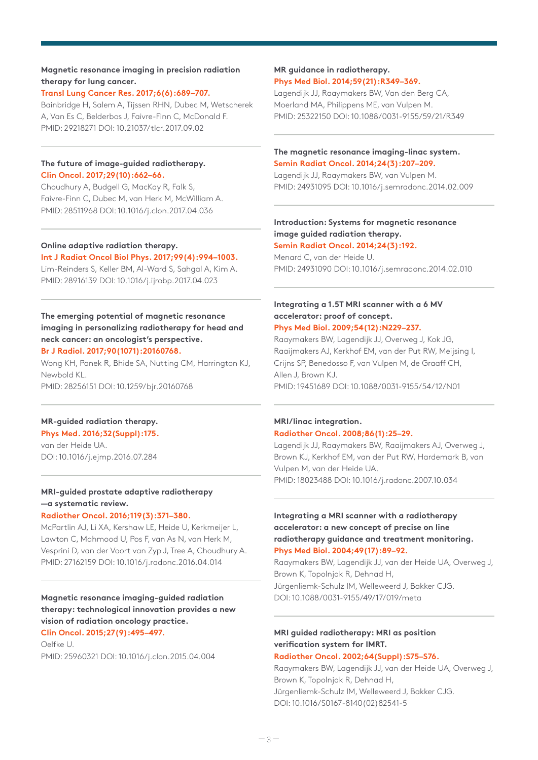**Magnetic resonance imaging in precision radiation therapy for lung cancer.**
**Transl Lung Cancer Res. 2017;6(6):689–707.**
Bainbridge H, Salem A, Tijssen RHN, Dubec M, Wetscherek A, Van Es C, Belderbos J, Faivre-Finn C, McDonald F.
PMID: 29218271 DOI: 10.21037/tlcr.2017.09.02

---

**The future of image-guided radiotherapy.**
**Clin Oncol. 2017;29(10):662–66.**
Choudhury A, Budgell G, MacKay R, Falk S, Faivre-Finn C, Dubec M, van Herk M, McWilliam A.
PMID: 28511968 DOI: 10.1016/j.clon.2017.04.036

---

**Online adaptive radiation therapy.**
**Int J Radiat Oncol Biol Phys. 2017;99(4):994–1003.**
Lim-Reinders S, Keller BM, Al-Ward S, Sahgal A, Kim A.
PMID: 28916139 DOI: 10.1016/j.ijrobp.2017.04.023

---

**The emerging potential of magnetic resonance imaging in personalizing radiotherapy for head and neck cancer: an oncologist's perspective.**
**Br J Radiol. 2017;90(1071):20160768.**
Wong KH, Panek R, Bhide SA, Nutting CM, Harrington KJ, Newbold KL.
PMID: 28256151 DOI: 10.1259/bjr.20160768

---

**MR-guided radiation therapy.**
**Phys Med. 2016;32(Suppl):175.**
van der Heide UA.
DOI: 10.1016/j.ejmp.2016.07.284

---

**MRI-guided prostate adaptive radiotherapy —a systematic review.**
**Radiother Oncol. 2016;119(3):371–380.**
McPartlin AJ, Li XA, Kershaw LE, Heide U, Kerkmeijer L, Lawton C, Mahmood U, Pos F, van As N, van Herk M, Vesprini D, van der Voort van Zyp J, Tree A, Choudhury A.
PMID: 27162159 DOI: 10.1016/j.radonc.2016.04.014

---

**Magnetic resonance imaging-guided radiation therapy: technological innovation provides a new vision of radiation oncology practice.**
**Clin Oncol. 2015;27(9):495–497.**
Oelfke U.
PMID: 25960321 DOI: 10.1016/j.clon.2015.04.004

---

**MR guidance in radiotherapy.**
**Phys Med Biol. 2014;59(21):R349–369.**
Lagendijk JJ, Raaymakers BW, Van den Berg CA, Moerland MA, Philippens ME, van Vulpen M.
PMID: 25322150 DOI: 10.1088/0031-9155/59/21/R349

---

**The magnetic resonance imaging-linac system.**
**Semin Radiat Oncol. 2014;24(3):207–209.**
Lagendijk JJ, Raaymakers BW, van Vulpen M.
PMID: 24931095 DOI: 10.1016/j.semradonc.2014.02.009

---

**Introduction: Systems for magnetic resonance image guided radiation therapy.**
**Semin Radiat Oncol. 2014;24(3):192.**
Menard C, van der Heide U.
PMID: 24931090 DOI: 10.1016/j.semradonc.2014.02.010

---

**Integrating a 1.5T MRI scanner with a 6 MV accelerator: proof of concept.**
**Phys Med Biol. 2009;54(12):N229–237.**
Raaymakers BW, Lagendijk JJ, Overweg J, Kok JG, Raaijmakers AJ, Kerkhof EM, van der Put RW, Meijsing I, Crijns SP, Benedosso F, van Vulpen M, de Graaff CH, Allen J, Brown KJ.
PMID: 19451689 DOI: 10.1088/0031-9155/54/12/N01

---

**MRI/linac integration.**
**Radiother Oncol. 2008;86(1):25–29.**
Lagendijk JJ, Raaymakers BW, Raaijmakers AJ, Overweg J, Brown KJ, Kerkhof EM, van der Put RW, Hardemark B, van Vulpen M, van der Heide UA.
PMID: 18023488 DOI: 10.1016/j.radonc.2007.10.034

---

**Integrating a MRI scanner with a radiotherapy accelerator: a new concept of precise on line radiotherapy guidance and treatment monitoring.**
**Phys Med Biol. 2004;49(17):89–92.**
Raaymakers BW, Lagendijk JJ, van der Heide UA, Overweg J, Brown K, Topolnjak R, Dehnad H, Jürgenliemk-Schulz IM, Welleweerd J, Bakker CJG.
DOI: 10.1088/0031-9155/49/17/019/meta

---

**MRI guided radiotherapy: MRI as position verification system for IMRT.**
**Radiother Oncol. 2002;64(Suppl):S75–S76.**
Raaymakers BW, Lagendijk JJ, van der Heide UA, Overweg J, Brown K, Topolnjak R, Dehnad H, Jürgenliemk-Schulz IM, Welleweerd J, Bakker CJG.
DOI: 10.1016/S0167-8140(02)82541-5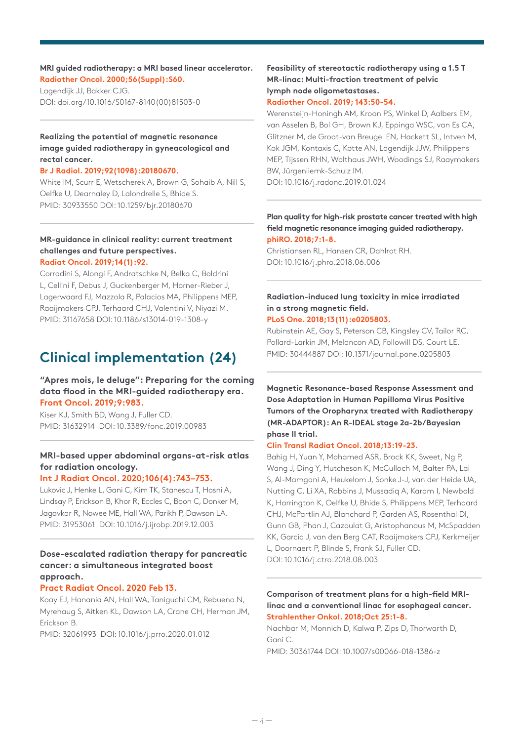**MRI guided radiotherapy: a MRI based linear accelerator.**
**Radiother Oncol. 2000;56(Suppl):S60.**
Lagendijk JJ, Bakker CJG.
DOI: doi.org/10.1016/S0167-8140(00)81503-0

**Realizing the potential of magnetic resonance image guided radiotherapy in gyneacological and rectal cancer.**
**Br J Radiol. 2019;92(1098):20180670.**
White IM, Scurr E, Wetscherek A, Brown G, Sohaib A, Nill S, Oelfke U, Dearnaley D, Lalondrelle S, Bhide S.
PMID: 30933550 DOI: 10.1259/bjr.20180670

**MR-guidance in clinical reality: current treatment challenges and future perspectives.**
**Radiat Oncol. 2019;14(1):92.**
Corradini S, Alongi F, Andratschke N, Belka C, Boldrini L, Cellini F, Debus J, Guckenberger M, Horner-Rieber J, Lagerwaard FJ, Mazzola R, Palacios MA, Philippens MEP, Raaijmakers CPJ, Terhaard CHJ, Valentini V, Niyazi M.
PMID: 31167658 DOI: 10.1186/s13014-019-1308-y

## Clinical implementation (24)

**"Apres mois, le deluge": Preparing for the coming data flood in the MRI-guided radiotherapy era.**
**Front Oncol. 2019;9:983.**
Kiser KJ, Smith BD, Wang J, Fuller CD.
PMID: 31632914 DOI: 10.3389/fonc.2019.00983

**MRI-based upper abdominal organs-at-risk atlas for radiation oncology.**
**Int J Radiat Oncol. 2020;106(4):743–753.**
Lukovic J, Henke L, Gani C, Kim TK, Stanescu T, Hosni A, Lindsay P, Erickson B, Khor R, Eccles C, Boon C, Donker M, Jagavkar R, Nowee ME, Hall WA, Parikh P, Dawson LA.
PMID: 31953061 DOI: 10.1016/j.ijrobp.2019.12.003

**Dose-escalated radiation therapy for pancreatic cancer: a simultaneous integrated boost approach.**
**Pract Radiat Oncol. 2020 Feb 13.**
Koay EJ, Hanania AN, Hall WA, Taniguchi CM, Rebueno N, Myrehaug S, Aitken KL, Dawson LA, Crane CH, Herman JM, Erickson B.
PMID: 32061993 DOI: 10.1016/j.prro.2020.01.012

**Feasibility of stereotactic radiotherapy using a 1.5 T MR-linac: Multi-fraction treatment of pelvic lymph node oligometastases.**
**Radiother Oncol. 2019; 143:50-54.**
Werensteijn-Honingh AM, Kroon PS, Winkel D, Aalbers EM, van Asselen B, Bol GH, Brown KJ, Eppinga WSC, van Es CA, Glitzner M, de Groot-van Breugel EN, Hackett SL, Intven M, Kok JGM, Kontaxis C, Kotte AN, Lagendijk JJW, Philippens MEP, Tijssen RHN, Wolthaus JWH, Woodings SJ, Raaymakers BW, Jürgenliemk-Schulz IM.
DOI: 10.1016/j.radonc.2019.01.024

**Plan quality for high-risk prostate cancer treated with high field magnetic resonance imaging guided radiotherapy.**
**phiRO. 2018;7:1-8.**
Christiansen RL, Hansen CR, Dahlrot RH.
DOI: 10.1016/j.phro.2018.06.006

**Radiation-induced lung toxicity in mice irradiated in a strong magnetic field.**
**PLoS One. 2018;13(11):e0205803.**
Rubinstein AE, Gay S, Peterson CB, Kingsley CV, Tailor RC, Pollard-Larkin JM, Melancon AD, Followill DS, Court LE.
PMID: 30444887 DOI: 10.1371/journal.pone.0205803

**Magnetic Resonance-based Response Assessment and Dose Adaptation in Human Papilloma Virus Positive Tumors of the Oropharynx treated with Radiotherapy (MR-ADAPTOR): An R-IDEAL stage 2a-2b/Bayesian phase II trial.**
**Clin Transl Radiat Oncol. 2018;13:19-23.**
Bahig H, Yuan Y, Mohamed ASR, Brock KK, Sweet, Ng P, Wang J, Ding Y, Hutcheson K, McCulloch M, Balter PA, Lai S, Al-Mamgani A, Heukelom J, Sonke J-J, van der Heide UA, Nutting C, Li XA, Robbins J, Mussadiq A, Karam I, Newbold K, Harrington K, Oelfke U, Bhide S, Philippens MEP, Terhaard CHJ, McPartlin AJ, Blanchard P, Garden AS, Rosenthal DI, Gunn GB, Phan J, Cazoulat G, Aristophanous M, McSpadden KK, Garcia J, van den Berg CAT, Raaijmakers CPJ, Kerkmeijer L, Doornaert P, Blinde S, Frank SJ, Fuller CD.
DOI: 10.1016/j.ctro.2018.08.003

**Comparison of treatment plans for a high-field MRI-linac and a conventional linac for esophageal cancer.**
**Strahlenther Onkol. 2018;Oct 25:1-8.**
Nachbar M, Monnich D, Kalwa P, Zips D, Thorwarth D, Gani C.
PMID: 30361744 DOI: 10.1007/s00066-018-1386-z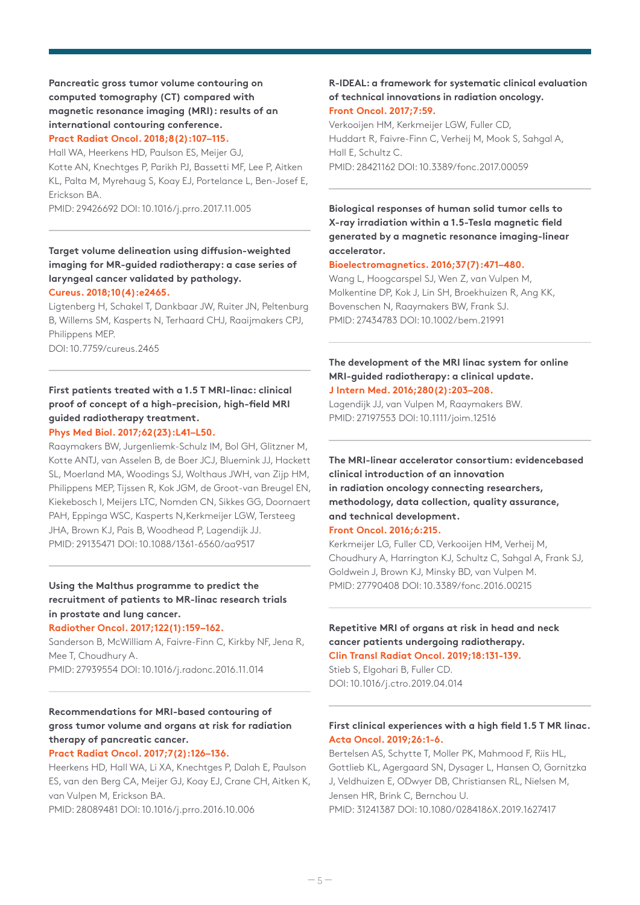**Pancreatic gross tumor volume contouring on computed tomography (CT) compared with magnetic resonance imaging (MRI): results of an international contouring conference.**
**Pract Radiat Oncol. 2018;8(2):107–115.**
Hall WA, Heerkens HD, Paulson ES, Meijer GJ, Kotte AN, Knechtges P, Parikh PJ, Bassetti MF, Lee P, Aitken KL, Palta M, Myrehaug S, Koay EJ, Portelance L, Ben-Josef E, Erickson BA.
PMID: 29426692 DOI: 10.1016/j.prro.2017.11.005

---

**Target volume delineation using diffusion-weighted imaging for MR-guided radiotherapy: a case series of laryngeal cancer validated by pathology.**
**Cureus. 2018;10(4):e2465.**
Ligtenberg H, Schakel T, Dankbaar JW, Ruiter JN, Peltenburg B, Willems SM, Kasperts N, Terhaard CHJ, Raaijmakers CPJ, Philippens MEP.
DOI: 10.7759/cureus.2465

---

**First patients treated with a 1.5 T MRI-linac: clinical proof of concept of a high-precision, high-field MRI guided radiotherapy treatment.**
**Phys Med Biol. 2017;62(23):L41–L50.**
Raaymakers BW, Jurgenliemk-Schulz IM, Bol GH, Glitzner M, Kotte ANTJ, van Asselen B, de Boer JCJ, Bluemink JJ, Hackett SL, Moerland MA, Woodings SJ, Wolthaus JWH, van Zijp HM, Philippens MEP, Tijssen R, Kok JGM, de Groot-van Breugel EN, Kiekebosch I, Meijers LTC, Nomden CN, Sikkes GG, Doornaert PAH, Eppinga WSC, Kasperts N,Kerkmeijer LGW, Tersteeg JHA, Brown KJ, Pais B, Woodhead P, Lagendijk JJ.
PMID: 29135471 DOI: 10.1088/1361-6560/aa9517

---

**Using the Malthus programme to predict the recruitment of patients to MR-linac research trials in prostate and lung cancer.**
**Radiother Oncol. 2017;122(1):159–162.**
Sanderson B, McWilliam A, Faivre-Finn C, Kirkby NF, Jena R, Mee T, Choudhury A.
PMID: 27939554 DOI: 10.1016/j.radonc.2016.11.014

---

**Recommendations for MRI-based contouring of gross tumor volume and organs at risk for radiation therapy of pancreatic cancer.**
**Pract Radiat Oncol. 2017;7(2):126–136.**
Heerkens HD, Hall WA, Li XA, Knechtges P, Dalah E, Paulson ES, van den Berg CA, Meijer GJ, Koay EJ, Crane CH, Aitken K, van Vulpen M, Erickson BA.
PMID: 28089481 DOI: 10.1016/j.prro.2016.10.006

---

**R-IDEAL: a framework for systematic clinical evaluation of technical innovations in radiation oncology.**
**Front Oncol. 2017;7:59.**
Verkooijen HM, Kerkmeijer LGW, Fuller CD, Huddart R, Faivre-Finn C, Verheij M, Mook S, Sahgal A, Hall E, Schultz C.
PMID: 28421162 DOI: 10.3389/fonc.2017.00059

---

**Biological responses of human solid tumor cells to X-ray irradiation within a 1.5-Tesla magnetic field generated by a magnetic resonance imaging-linear accelerator.**
**Bioelectromagnetics. 2016;37(7):471–480.**
Wang L, Hoogcarspel SJ, Wen Z, van Vulpen M, Molkentine DP, Kok J, Lin SH, Broekhuizen R, Ang KK, Bovenschen N, Raaymakers BW, Frank SJ.
PMID: 27434783 DOI: 10.1002/bem.21991

---

**The development of the MRI linac system for online MRI-guided radiotherapy: a clinical update.**
**J Intern Med. 2016;280(2):203–208.**
Lagendijk JJ, van Vulpen M, Raaymakers BW.
PMID: 27197553 DOI: 10.1111/joim.12516

---

**The MRI-linear accelerator consortium: evidencebased clinical introduction of an innovation in radiation oncology connecting researchers, methodology, data collection, quality assurance, and technical development.**
**Front Oncol. 2016;6:215.**
Kerkmeijer LG, Fuller CD, Verkooijen HM, Verheij M, Choudhury A, Harrington KJ, Schultz C, Sahgal A, Frank SJ, Goldwein J, Brown KJ, Minsky BD, van Vulpen M.
PMID: 27790408 DOI: 10.3389/fonc.2016.00215

---

**Repetitive MRI of organs at risk in head and neck cancer patients undergoing radiotherapy.**
**Clin Transl Radiat Oncol. 2019;18:131-139.**
Stieb S, Elgohari B, Fuller CD.
DOI: 10.1016/j.ctro.2019.04.014

---

**First clinical experiences with a high field 1.5 T MR linac.**
**Acta Oncol. 2019;26:1-6.**
Bertelsen AS, Schytte T, Moller PK, Mahmood F, Riis HL, Gottlieb KL, Agergaard SN, Dysager L, Hansen O, Gornitzka J, Veldhuizen E, ODwyer DB, Christiansen RL, Nielsen M, Jensen HR, Brink C, Bernchou U.
PMID: 31241387 DOI: 10.1080/0284186X.2019.1627417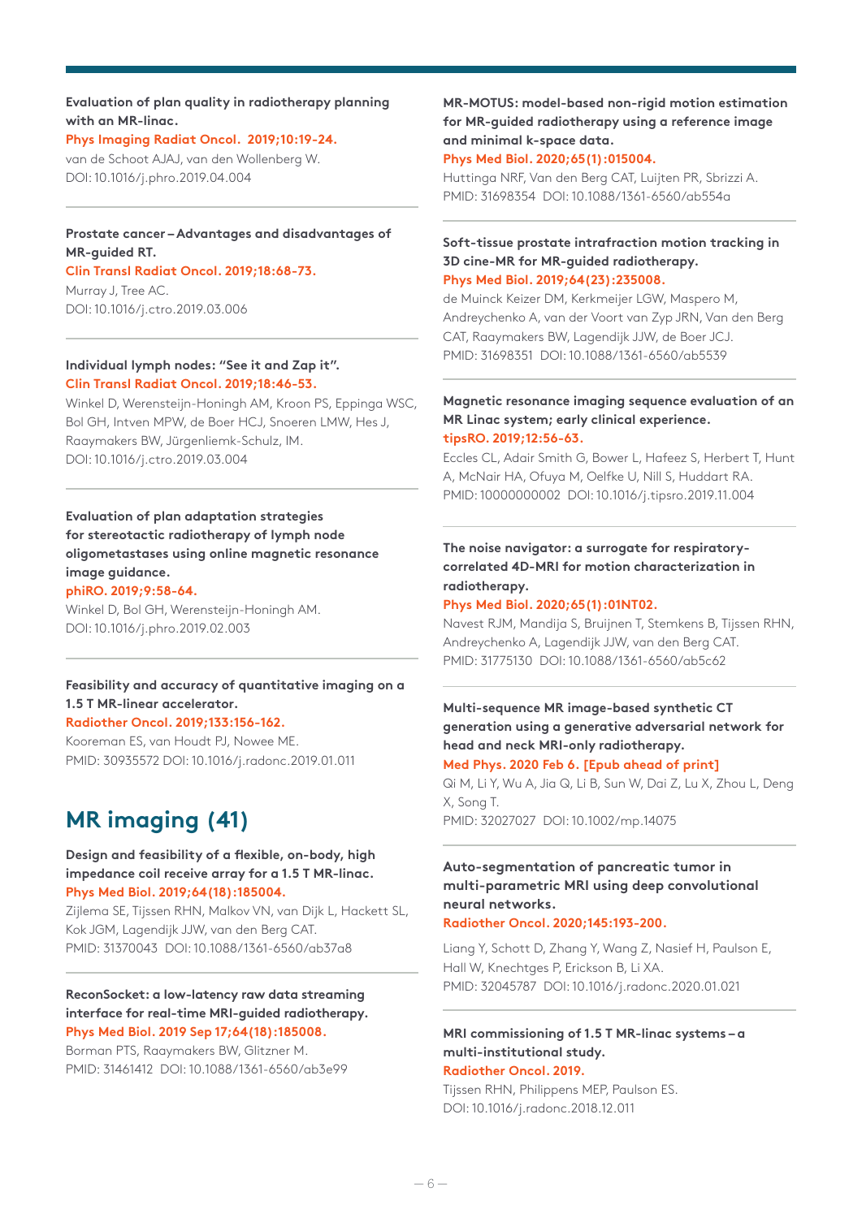**Evaluation of plan quality in radiotherapy planning with an MR-linac.**
Phys Imaging Radiat Oncol. 2019;10:19-24.
van de Schoot AJAJ, van den Wollenberg W.
DOI: 10.1016/j.phro.2019.04.004

---

**Prostate cancer – Advantages and disadvantages of MR-guided RT.**
Clin Transl Radiat Oncol. 2019;18:68-73.
Murray J, Tree AC.
DOI: 10.1016/j.ctro.2019.03.006

---

**Individual lymph nodes: "See it and Zap it".**
Clin Transl Radiat Oncol. 2019;18:46-53.
Winkel D, Werensteijn-Honingh AM, Kroon PS, Eppinga WSC, Bol GH, Intven MPW, de Boer HCJ, Snoeren LMW, Hes J, Raaymakers BW, Jürgenliemk-Schulz, IM.
DOI: 10.1016/j.ctro.2019.03.004

---

**Evaluation of plan adaptation strategies for stereotactic radiotherapy of lymph node oligometastases using online magnetic resonance image guidance.**
phiRO. 2019;9:58-64.
Winkel D, Bol GH, Werensteijn-Honingh AM.
DOI: 10.1016/j.phro.2019.02.003

---

**Feasibility and accuracy of quantitative imaging on a 1.5 T MR-linear accelerator.**
Radiother Oncol. 2019;133:156-162.
Kooreman ES, van Houdt PJ, Nowee ME.
PMID: 30935572 DOI: 10.1016/j.radonc.2019.01.011

## MR imaging (41)

**Design and feasibility of a flexible, on-body, high impedance coil receive array for a 1.5 T MR-linac.**
Phys Med Biol. 2019;64(18):185004.
Zijlema SE, Tijssen RHN, Malkov VN, van Dijk L, Hackett SL, Kok JGM, Lagendijk JJW, van den Berg CAT.
PMID: 31370043 DOI: 10.1088/1361-6560/ab37a8

---

**ReconSocket: a low-latency raw data streaming interface for real-time MRI-guided radiotherapy.**
Phys Med Biol. 2019 Sep 17;64(18):185008.
Borman PTS, Raaymakers BW, Glitzner M.
PMID: 31461412 DOI: 10.1088/1361-6560/ab3e99

---

**MR-MOTUS: model-based non-rigid motion estimation for MR-guided radiotherapy using a reference image and minimal k-space data.**
Phys Med Biol. 2020;65(1):015004.
Huttinga NRF, Van den Berg CAT, Luijten PR, Sbrizzi A.
PMID: 31698354 DOI: 10.1088/1361-6560/ab554a

---

**Soft-tissue prostate intrafraction motion tracking in 3D cine-MR for MR-guided radiotherapy.**
Phys Med Biol. 2019;64(23):235008.
de Muinck Keizer DM, Kerkmeijer LGW, Maspero M, Andreychenko A, van der Voort van Zyp JRN, Van den Berg CAT, Raaymakers BW, Lagendijk JJW, de Boer JCJ.
PMID: 31698351 DOI: 10.1088/1361-6560/ab5539

---

**Magnetic resonance imaging sequence evaluation of an MR Linac system; early clinical experience.**
tipsRO. 2019;12:56-63.
Eccles CL, Adair Smith G, Bower L, Hafeez S, Herbert T, Hunt A, McNair HA, Ofuya M, Oelfke U, Nill S, Huddart RA.
PMID: 10000000002 DOI: 10.1016/j.tipsro.2019.11.004

---

**The noise navigator: a surrogate for respiratory-correlated 4D-MRI for motion characterization in radiotherapy.**
Phys Med Biol. 2020;65(1):01NT02.
Navest RJM, Mandija S, Bruijnen T, Stemkens B, Tijssen RHN, Andreychenko A, Lagendijk JJW, van den Berg CAT.
PMID: 31775130 DOI: 10.1088/1361-6560/ab5c62

---

**Multi-sequence MR image-based synthetic CT generation using a generative adversarial network for head and neck MRI-only radiotherapy.**
Med Phys. 2020 Feb 6. [Epub ahead of print]
Qi M, Li Y, Wu A, Jia Q, Li B, Sun W, Dai Z, Lu X, Zhou L, Deng X, Song T.
PMID: 32027027 DOI: 10.1002/mp.14075

---

**Auto-segmentation of pancreatic tumor in multi-parametric MRI using deep convolutional neural networks.**
Radiother Oncol. 2020;145:193-200.
Liang Y, Schott D, Zhang Y, Wang Z, Nasief H, Paulson E, Hall W, Knechtges P, Erickson B, Li XA.
PMID: 32045787 DOI: 10.1016/j.radonc.2020.01.021

---

**MRI commissioning of 1.5 T MR-linac systems – a multi-institutional study.**
Radiother Oncol. 2019.
Tijssen RHN, Philippens MEP, Paulson ES.
DOI: 10.1016/j.radonc.2018.12.011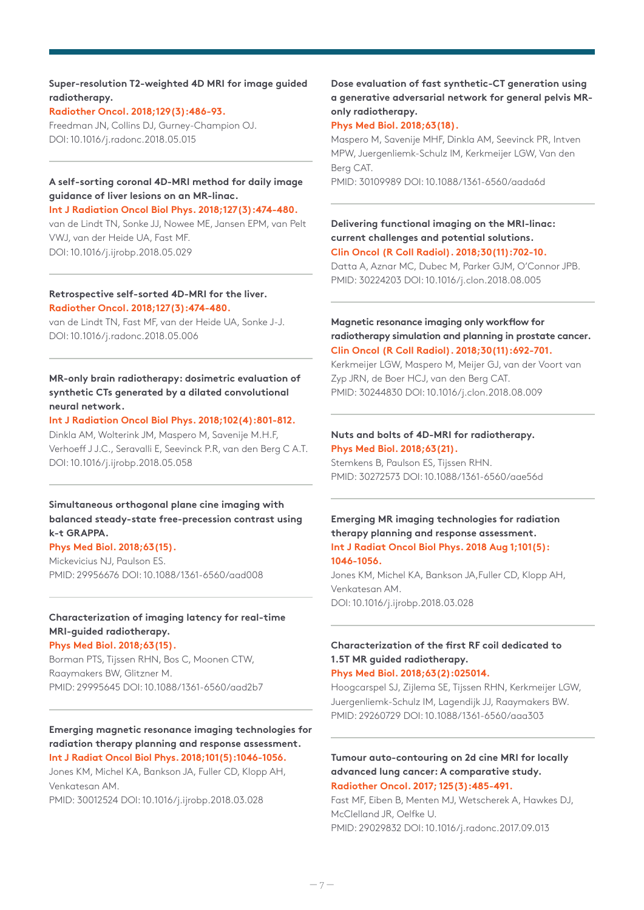**Super-resolution T2-weighted 4D MRI for image guided radiotherapy.**
Radiother Oncol. 2018;129(3):486-93.
Freedman JN, Collins DJ, Gurney-Champion OJ.
DOI: 10.1016/j.radonc.2018.05.015

---

**A self-sorting coronal 4D-MRI method for daily image guidance of liver lesions on an MR-linac.**
Int J Radiation Oncol Biol Phys. 2018;127(3):474-480.
van de Lindt TN, Sonke JJ, Nowee ME, Jansen EPM, van Pelt VWJ, van der Heide UA, Fast MF.
DOI: 10.1016/j.ijrobp.2018.05.029

---

**Retrospective self-sorted 4D-MRI for the liver.**
Radiother Oncol. 2018;127(3):474-480.
van de Lindt TN, Fast MF, van der Heide UA, Sonke J-J.
DOI: 10.1016/j.radonc.2018.05.006

---

**MR-only brain radiotherapy: dosimetric evaluation of synthetic CTs generated by a dilated convolutional neural network.**
Int J Radiation Oncol Biol Phys. 2018;102(4):801-812.
Dinkla AM, Wolterink JM, Maspero M, Savenije M.H.F, Verhoeff J.J.C., Seravalli E, Seevinck P.R, van den Berg C A.T.
DOI: 10.1016/j.ijrobp.2018.05.058

---

**Simultaneous orthogonal plane cine imaging with balanced steady-state free-precession contrast using k-t GRAPPA.**
Phys Med Biol. 2018;63(15).
Mickevicius NJ, Paulson ES.
PMID: 29956676 DOI: 10.1088/1361-6560/aad008

---

**Characterization of imaging latency for real-time MRI-guided radiotherapy.**
Phys Med Biol. 2018;63(15).
Borman PTS, Tijssen RHN, Bos C, Moonen CTW, Raaymakers BW, Glitzner M.
PMID: 29995645 DOI: 10.1088/1361-6560/aad2b7

---

**Emerging magnetic resonance imaging technologies for radiation therapy planning and response assessment.**
Int J Radiat Oncol Biol Phys. 2018;101(5):1046-1056.
Jones KM, Michel KA, Bankson JA, Fuller CD, Klopp AH, Venkatesan AM.
PMID: 30012524 DOI: 10.1016/j.ijrobp.2018.03.028

---

**Dose evaluation of fast synthetic-CT generation using a generative adversarial network for general pelvis MR-only radiotherapy.**
Phys Med Biol. 2018;63(18).
Maspero M, Savenije MHF, Dinkla AM, Seevinck PR, Intven MPW, Juergenliemk-Schulz IM, Kerkmeijer LGW, Van den Berg CAT.
PMID: 30109989 DOI: 10.1088/1361-6560/aada6d

---

**Delivering functional imaging on the MRI-linac: current challenges and potential solutions.**
Clin Oncol (R Coll Radiol). 2018;30(11):702-10.
Datta A, Aznar MC, Dubec M, Parker GJM, O'Connor JPB.
PMID: 30224203 DOI: 10.1016/j.clon.2018.08.005

---

**Magnetic resonance imaging only workflow for radiotherapy simulation and planning in prostate cancer.**
Clin Oncol (R Coll Radiol). 2018;30(11):692-701.
Kerkmeijer LGW, Maspero M, Meijer GJ, van der Voort van Zyp JRN, de Boer HCJ, van den Berg CAT.
PMID: 30244830 DOI: 10.1016/j.clon.2018.08.009

---

**Nuts and bolts of 4D-MRI for radiotherapy.**
Phys Med Biol. 2018;63(21).
Stemkens B, Paulson ES, Tijssen RHN.
PMID: 30272573 DOI: 10.1088/1361-6560/aae56d

---

**Emerging MR imaging technologies for radiation therapy planning and response assessment.**
Int J Radiat Oncol Biol Phys. 2018 Aug 1;101(5): 1046-1056.
Jones KM, Michel KA, Bankson JA,Fuller CD, Klopp AH, Venkatesan AM.
DOI: 10.1016/j.ijrobp.2018.03.028

---

**Characterization of the first RF coil dedicated to 1.5T MR guided radiotherapy.**
Phys Med Biol. 2018;63(2):025014.
Hoogcarspel SJ, Zijlema SE, Tijssen RHN, Kerkmeijer LGW, Juergenliemk-Schulz IM, Lagendijk JJ, Raaymakers BW.
PMID: 29260729 DOI: 10.1088/1361-6560/aaa303

---

**Tumour auto-contouring on 2d cine MRI for locally advanced lung cancer: A comparative study.**
Radiother Oncol. 2017; 125(3):485-491.
Fast MF, Eiben B, Menten MJ, Wetscherek A, Hawkes DJ, McClelland JR, Oelfke U.
PMID: 29029832 DOI: 10.1016/j.radonc.2017.09.013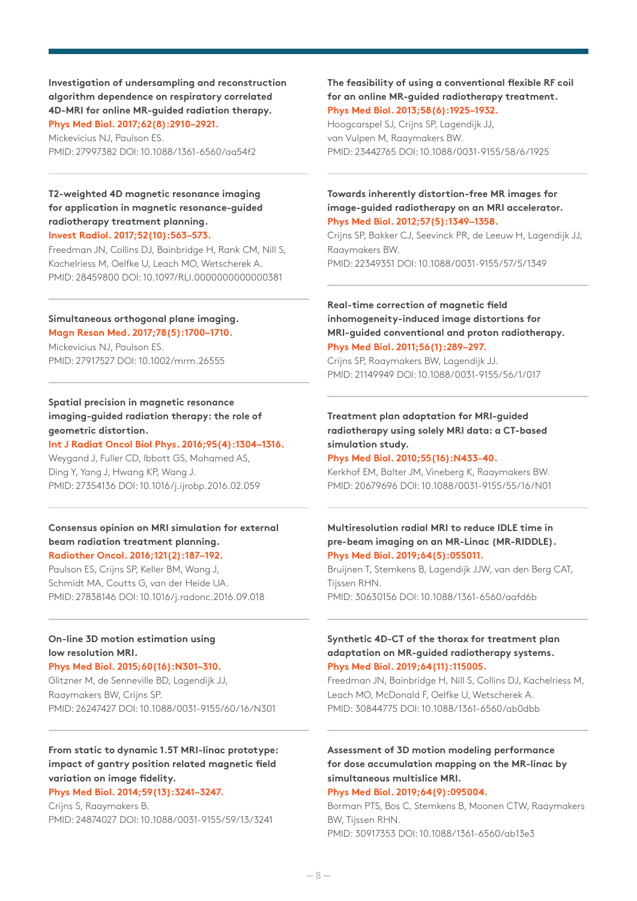**Investigation of undersampling and reconstruction algorithm dependence on respiratory correlated 4D-MRI for online MR-guided radiation therapy.**
**Phys Med Biol. 2017;62(8):2910–2921.**
Mickevicius NJ, Paulson ES.
PMID: 27997382 DOI: 10.1088/1361-6560/aa54f2

---

**T2-weighted 4D magnetic resonance imaging for application in magnetic resonance-guided radiotherapy treatment planning.**
**Invest Radiol. 2017;52(10):563–573.**
Freedman JN, Collins DJ, Bainbridge H, Rank CM, Nill S, Kachelriess M, Oelfke U, Leach MO, Wetscherek A.
PMID: 28459800 DOI: 10.1097/RLI.0000000000000381

---

**Simultaneous orthogonal plane imaging.**
**Magn Reson Med. 2017;78(5):1700–1710.**
Mickevicius NJ, Paulson ES.
PMID: 27917527 DOI: 10.1002/mrm.26555

---

**Spatial precision in magnetic resonance imaging-guided radiation therapy: the role of geometric distortion.**
**Int J Radiat Oncol Biol Phys. 2016;95(4):1304–1316.**
Weygand J, Fuller CD, Ibbott GS, Mohamed AS, Ding Y, Yang J, Hwang KP, Wang J.
PMID: 27354136 DOI: 10.1016/j.ijrobp.2016.02.059

---

**Consensus opinion on MRI simulation for external beam radiation treatment planning.**
**Radiother Oncol. 2016;121(2):187–192.**
Paulson ES, Crijns SP, Keller BM, Wang J, Schmidt MA, Coutts G, van der Heide UA.
PMID: 27838146 DOI: 10.1016/j.radonc.2016.09.018

---

**On-line 3D motion estimation using low resolution MRI.**
**Phys Med Biol. 2015;60(16):N301–310.**
Glitzner M, de Senneville BD, Lagendijk JJ, Raaymakers BW, Crijns SP.
PMID: 26247427 DOI: 10.1088/0031-9155/60/16/N301

---

**From static to dynamic 1.5T MRI-linac prototype: impact of gantry position related magnetic field variation on image fidelity.**
**Phys Med Biol. 2014;59(13):3241–3247.**
Crijns S, Raaymakers B.
PMID: 24874027 DOI: 10.1088/0031-9155/59/13/3241

---

**The feasibility of using a conventional flexible RF coil for an online MR-guided radiotherapy treatment.**
**Phys Med Biol. 2013;58(6):1925–1932.**
Hoogcarspel SJ, Crijns SP, Lagendijk JJ, van Vulpen M, Raaymakers BW.
PMID: 23442765 DOI: 10.1088/0031-9155/58/6/1925

---

**Towards inherently distortion-free MR images for image-guided radiotherapy on an MRI accelerator.**
**Phys Med Biol. 2012;57(5):1349–1358.**
Crijns SP, Bakker CJ, Seevinck PR, de Leeuw H, Lagendijk JJ, Raaymakers BW.
PMID: 22349351 DOI: 10.1088/0031-9155/57/5/1349

---

**Real-time correction of magnetic field inhomogeneity-induced image distortions for MRI-guided conventional and proton radiotherapy.**
**Phys Med Biol. 2011;56(1):289–297.**
Crijns SP, Raaymakers BW, Lagendijk JJ.
PMID: 21149949 DOI: 10.1088/0031-9155/56/1/017

---

**Treatment plan adaptation for MRI-guided radiotherapy using solely MRI data: a CT-based simulation study.**
**Phys Med Biol. 2010;55(16):N433-40.**
Kerkhof EM, Balter JM, Vineberg K, Raaymakers BW.
PMID: 20679696 DOI: 10.1088/0031-9155/55/16/N01

---

**Multiresolution radial MRI to reduce IDLE time in pre-beam imaging on an MR-Linac (MR-RIDDLE).**
**Phys Med Biol. 2019;64(5):055011.**
Bruijnen T, Stemkens B, Lagendijk JJW, van den Berg CAT, Tijssen RHN.
PMID: 30630156 DOI: 10.1088/1361-6560/aafd6b

---

**Synthetic 4D-CT of the thorax for treatment plan adaptation on MR-guided radiotherapy systems.**
**Phys Med Biol. 2019;64(11):115005.**
Freedman JN, Bainbridge H, Nill S, Collins DJ, Kachelriess M, Leach MO, McDonald F, Oelfke U, Wetscherek A.
PMID: 30844775 DOI: 10.1088/1361-6560/ab0dbb

---

**Assessment of 3D motion modeling performance for dose accumulation mapping on the MR-linac by simultaneous multislice MRI.**
**Phys Med Biol. 2019;64(9):095004.**
Borman PTS, Bos C, Stemkens B, Moonen CTW, Raaymakers BW, Tijssen RHN.
PMID: 30917353 DOI: 10.1088/1361-6560/ab13e3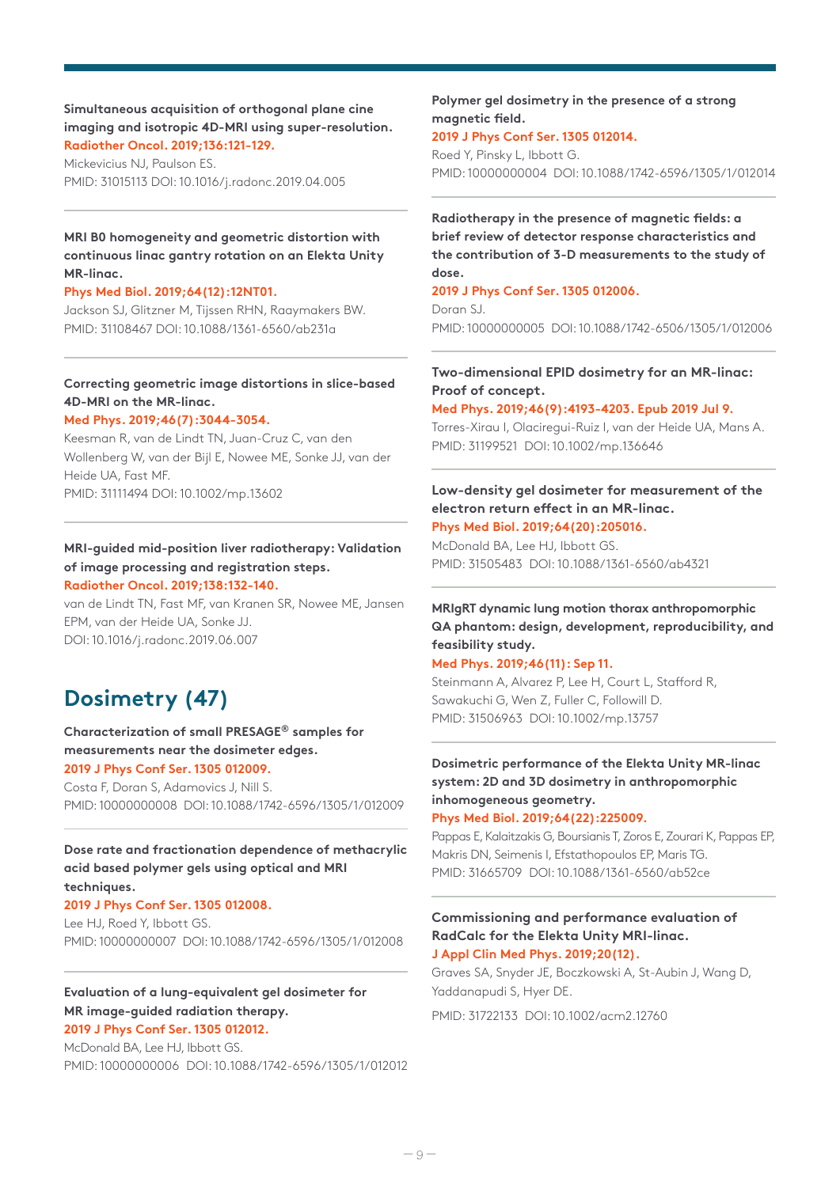**Simultaneous acquisition of orthogonal plane cine imaging and isotropic 4D-MRI using super-resolution.**
**Radiother Oncol. 2019;136:121-129.**
Mickevicius NJ, Paulson ES.
PMID: 31015113 DOI: 10.1016/j.radonc.2019.04.005

**MRI B0 homogeneity and geometric distortion with continuous linac gantry rotation on an Elekta Unity MR-linac.**
**Phys Med Biol. 2019;64(12):12NT01.**
Jackson SJ, Glitzner M, Tijssen RHN, Raaymakers BW.
PMID: 31108467 DOI: 10.1088/1361-6560/ab231a

**Correcting geometric image distortions in slice-based 4D-MRI on the MR-linac.**
**Med Phys. 2019;46(7):3044-3054.**
Keesman R, van de Lindt TN, Juan-Cruz C, van den Wollenberg W, van der Bijl E, Nowee ME, Sonke JJ, van der Heide UA, Fast MF.
PMID: 31111494 DOI: 10.1002/mp.13602

**MRI-guided mid-position liver radiotherapy: Validation of image processing and registration steps.**
**Radiother Oncol. 2019;138:132-140.**
van de Lindt TN, Fast MF, van Kranen SR, Nowee ME, Jansen EPM, van der Heide UA, Sonke JJ.
DOI: 10.1016/j.radonc.2019.06.007

## Dosimetry (47)

**Characterization of small PRESAGE® samples for measurements near the dosimeter edges.**
**2019 J Phys Conf Ser. 1305 012009.**
Costa F, Doran S, Adamovics J, Nill S.
PMID: 10000000008 DOI: 10.1088/1742-6596/1305/1/012009

**Dose rate and fractionation dependence of methacrylic acid based polymer gels using optical and MRI techniques.**
**2019 J Phys Conf Ser. 1305 012008.**
Lee HJ, Roed Y, Ibbott GS.
PMID: 10000000007 DOI: 10.1088/1742-6596/1305/1/012008

**Evaluation of a lung-equivalent gel dosimeter for MR image-guided radiation therapy.**
**2019 J Phys Conf Ser. 1305 012012.**
McDonald BA, Lee HJ, Ibbott GS.
PMID: 10000000006 DOI: 10.1088/1742-6596/1305/1/012012

**Polymer gel dosimetry in the presence of a strong magnetic field.**
**2019 J Phys Conf Ser. 1305 012014.**
Roed Y, Pinsky L, Ibbott G.
PMID: 10000000004 DOI: 10.1088/1742-6596/1305/1/012014

**Radiotherapy in the presence of magnetic fields: a brief review of detector response characteristics and the contribution of 3-D measurements to the study of dose.**
**2019 J Phys Conf Ser. 1305 012006.**
Doran SJ.
PMID: 10000000005 DOI: 10.1088/1742-6506/1305/1/012006

**Two-dimensional EPID dosimetry for an MR-linac: Proof of concept.**
**Med Phys. 2019;46(9):4193-4203. Epub 2019 Jul 9.**
Torres-Xirau I, Olaciregui-Ruiz I, van der Heide UA, Mans A.
PMID: 31199521 DOI: 10.1002/mp.136646

**Low-density gel dosimeter for measurement of the electron return effect in an MR-linac.**
**Phys Med Biol. 2019;64(20):205016.**
McDonald BA, Lee HJ, Ibbott GS.
PMID: 31505483 DOI: 10.1088/1361-6560/ab4321

**MRIgRT dynamic lung motion thorax anthropomorphic QA phantom: design, development, reproducibility, and feasibility study.**
**Med Phys. 2019;46(11): Sep 11.**
Steinmann A, Alvarez P, Lee H, Court L, Stafford R, Sawakuchi G, Wen Z, Fuller C, Followill D.
PMID: 31506963 DOI: 10.1002/mp.13757

**Dosimetric performance of the Elekta Unity MR-linac system: 2D and 3D dosimetry in anthropomorphic inhomogeneous geometry.**
**Phys Med Biol. 2019;64(22):225009.**
Pappas E, Kalaitzakis G, Boursianis T, Zoros E, Zourari K, Pappas EP, Makris DN, Seimenis I, Efstathopoulos EP, Maris TG.
PMID: 31665709 DOI: 10.1088/1361-6560/ab52ce

**Commissioning and performance evaluation of RadCalc for the Elekta Unity MRI-linac.**
**J Appl Clin Med Phys. 2019;20(12).**
Graves SA, Snyder JE, Boczkowski A, St-Aubin J, Wang D, Yaddanapudi S, Hyer DE.
PMID: 31722133 DOI: 10.1002/acm2.12760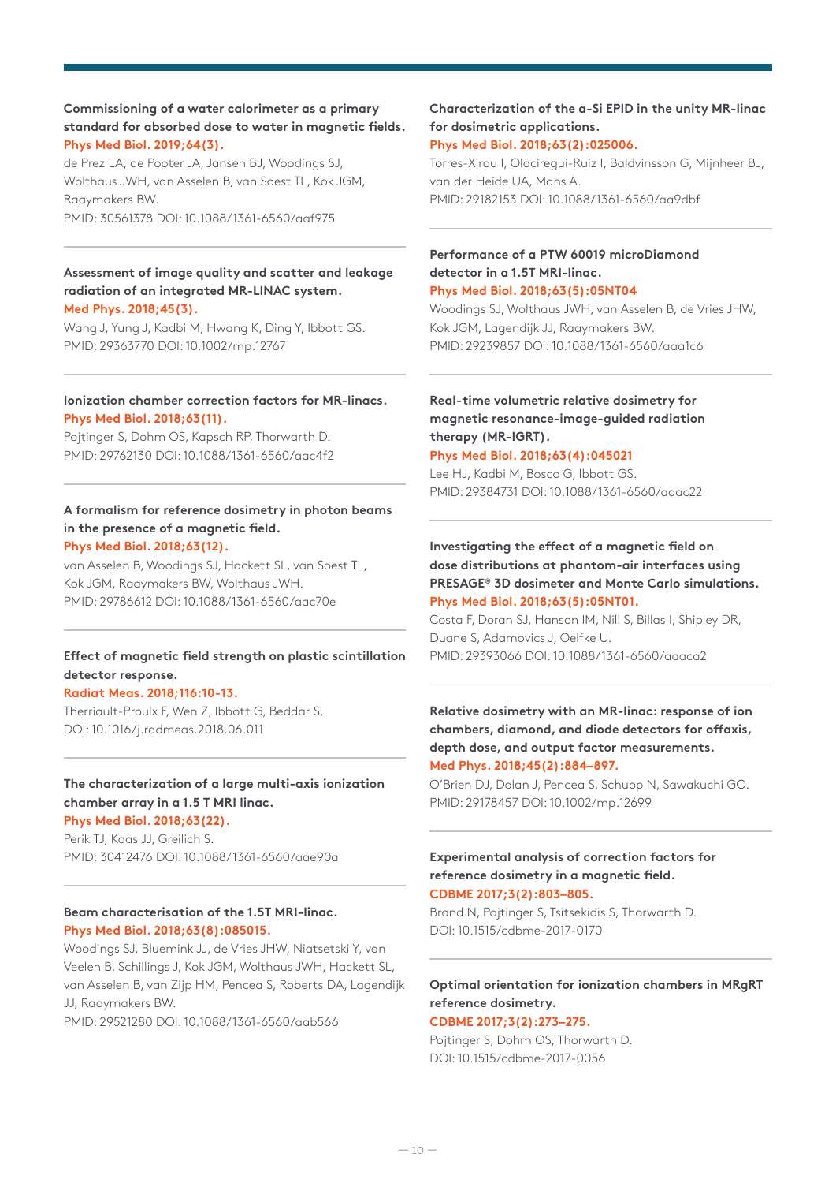**Commissioning of a water calorimeter as a primary standard for absorbed dose to water in magnetic fields.**
**Phys Med Biol. 2019;64(3).**
de Prez LA, de Pooter JA, Jansen BJ, Woodings SJ, Wolthaus JWH, van Asselen B, van Soest TL, Kok JGM, Raaymakers BW.
PMID: 30561378 DOI: 10.1088/1361-6560/aaf975

---

**Assessment of image quality and scatter and leakage radiation of an integrated MR-LINAC system.**
**Med Phys. 2018;45(3).**
Wang J, Yung J, Kadbi M, Hwang K, Ding Y, Ibbott GS.
PMID: 29363770 DOI: 10.1002/mp.12767

---

**Ionization chamber correction factors for MR-linacs.**
**Phys Med Biol. 2018;63(11).**
Pojtinger S, Dohm OS, Kapsch RP, Thorwarth D.
PMID: 29762130 DOI: 10.1088/1361-6560/aac4f2

---

**A formalism for reference dosimetry in photon beams in the presence of a magnetic field.**
**Phys Med Biol. 2018;63(12).**
van Asselen B, Woodings SJ, Hackett SL, van Soest TL, Kok JGM, Raaymakers BW, Wolthaus JWH.
PMID: 29786612 DOI: 10.1088/1361-6560/aac70e

---

**Effect of magnetic field strength on plastic scintillation detector response.**
**Radiat Meas. 2018;116:10-13.**
Therriault-Proulx F, Wen Z, Ibbott G, Beddar S.
DOI: 10.1016/j.radmeas.2018.06.011

---

**The characterization of a large multi-axis ionization chamber array in a 1.5 T MRI linac.**
**Phys Med Biol. 2018;63(22).**
Perik TJ, Kaas JJ, Greilich S.
PMID: 30412476 DOI: 10.1088/1361-6560/aae90a

---

**Beam characterisation of the 1.5T MRI-linac.**
**Phys Med Biol. 2018;63(8):085015.**
Woodings SJ, Bluemink JJ, de Vries JHW, Niatsetski Y, van Veelen B, Schillings J, Kok JGM, Wolthaus JWH, Hackett SL, van Asselen B, van Zijp HM, Pencea S, Roberts DA, Lagendijk JJ, Raaymakers BW.
PMID: 29521280 DOI: 10.1088/1361-6560/aab566

---

**Characterization of the a-Si EPID in the unity MR-linac for dosimetric applications.**
**Phys Med Biol. 2018;63(2):025006.**
Torres-Xirau I, Olaciregui-Ruiz I, Baldvinsson G, Mijnheer BJ, van der Heide UA, Mans A.
PMID: 29182153 DOI: 10.1088/1361-6560/aa9dbf

---

**Performance of a PTW 60019 microDiamond detector in a 1.5T MRI-linac.**
**Phys Med Biol. 2018;63(5):05NT04**
Woodings SJ, Wolthaus JWH, van Asselen B, de Vries JHW, Kok JGM, Lagendijk JJ, Raaymakers BW.
PMID: 29239857 DOI: 10.1088/1361-6560/aaa1c6

---

**Real-time volumetric relative dosimetry for magnetic resonance-image-guided radiation therapy (MR-IGRT).**
**Phys Med Biol. 2018;63(4):045021**
Lee HJ, Kadbi M, Bosco G, Ibbott GS.
PMID: 29384731 DOI: 10.1088/1361-6560/aaac22

---

**Investigating the effect of a magnetic field on dose distributions at phantom-air interfaces using PRESAGE® 3D dosimeter and Monte Carlo simulations.**
**Phys Med Biol. 2018;63(5):05NT01.**
Costa F, Doran SJ, Hanson IM, Nill S, Billas I, Shipley DR, Duane S, Adamovics J, Oelfke U.
PMID: 29393066 DOI: 10.1088/1361-6560/aaaca2

---

**Relative dosimetry with an MR-linac: response of ion chambers, diamond, and diode detectors for offaxis, depth dose, and output factor measurements.**
**Med Phys. 2018;45(2):884–897.**
O'Brien DJ, Dolan J, Pencea S, Schupp N, Sawakuchi GO.
PMID: 29178457 DOI: 10.1002/mp.12699

---

**Experimental analysis of correction factors for reference dosimetry in a magnetic field.**
**CDBME 2017;3(2):803–805.**
Brand N, Pojtinger S, Tsitsekidis S, Thorwarth D.
DOI: 10.1515/cdbme-2017-0170

---

**Optimal orientation for ionization chambers in MRgRT reference dosimetry.**
**CDBME 2017;3(2):273–275.**
Pojtinger S, Dohm OS, Thorwarth D.
DOI: 10.1515/cdbme-2017-0056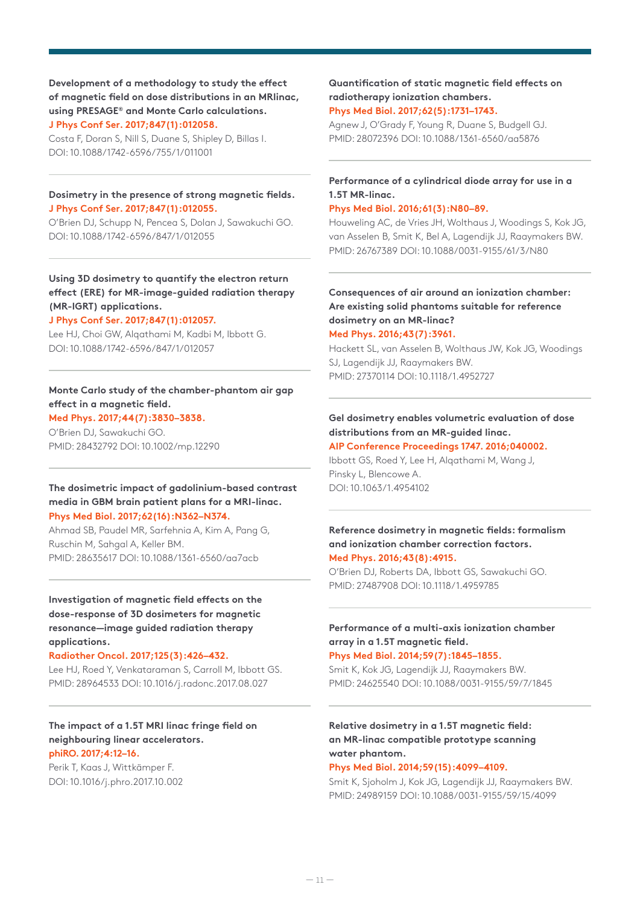**Development of a methodology to study the effect of magnetic field on dose distributions in an MRlinac, using PRESAGE® and Monte Carlo calculations.**
J Phys Conf Ser. 2017;847(1):012058.
Costa F, Doran S, Nill S, Duane S, Shipley D, Billas I.
DOI: 10.1088/1742-6596/755/1/011001

---

**Dosimetry in the presence of strong magnetic fields.**
J Phys Conf Ser. 2017;847(1):012055.
O'Brien DJ, Schupp N, Pencea S, Dolan J, Sawakuchi GO.
DOI: 10.1088/1742-6596/847/1/012055

---

**Using 3D dosimetry to quantify the electron return effect (ERE) for MR-image-guided radiation therapy (MR-IGRT) applications.**
J Phys Conf Ser. 2017;847(1):012057.
Lee HJ, Choi GW, Alqathami M, Kadbi M, Ibbott G.
DOI: 10.1088/1742-6596/847/1/012057

---

**Monte Carlo study of the chamber-phantom air gap effect in a magnetic field.**
Med Phys. 2017;44(7):3830–3838.
O'Brien DJ, Sawakuchi GO.
PMID: 28432792 DOI: 10.1002/mp.12290

---

**The dosimetric impact of gadolinium-based contrast media in GBM brain patient plans for a MRI-linac.**
Phys Med Biol. 2017;62(16):N362–N374.
Ahmad SB, Paudel MR, Sarfehnia A, Kim A, Pang G, Ruschin M, Sahgal A, Keller BM.
PMID: 28635617 DOI: 10.1088/1361-6560/aa7acb

---

**Investigation of magnetic field effects on the dose-response of 3D dosimeters for magnetic resonance—image guided radiation therapy applications.**
Radiother Oncol. 2017;125(3):426–432.
Lee HJ, Roed Y, Venkataraman S, Carroll M, Ibbott GS.
PMID: 28964533 DOI: 10.1016/j.radonc.2017.08.027

---

**The impact of a 1.5T MRI linac fringe field on neighbouring linear accelerators.**
phiRO. 2017;4:12–16.
Perik T, Kaas J, Wittkämper F.
DOI: 10.1016/j.phro.2017.10.002

---

**Quantification of static magnetic field effects on radiotherapy ionization chambers.**
Phys Med Biol. 2017;62(5):1731–1743.
Agnew J, O'Grady F, Young R, Duane S, Budgell GJ.
PMID: 28072396 DOI: 10.1088/1361-6560/aa5876

---

**Performance of a cylindrical diode array for use in a 1.5T MR-linac.**
Phys Med Biol. 2016;61(3):N80–89.
Houweling AC, de Vries JH, Wolthaus J, Woodings S, Kok JG, van Asselen B, Smit K, Bel A, Lagendijk JJ, Raaymakers BW.
PMID: 26767389 DOI: 10.1088/0031-9155/61/3/N80

---

**Consequences of air around an ionization chamber: Are existing solid phantoms suitable for reference dosimetry on an MR-linac?**
Med Phys. 2016;43(7):3961.
Hackett SL, van Asselen B, Wolthaus JW, Kok JG, Woodings SJ, Lagendijk JJ, Raaymakers BW.
PMID: 27370114 DOI: 10.1118/1.4952727

---

**Gel dosimetry enables volumetric evaluation of dose distributions from an MR-guided linac.**
AIP Conference Proceedings 1747. 2016;040002.
Ibbott GS, Roed Y, Lee H, Alqathami M, Wang J, Pinsky L, Blencowe A.
DOI: 10.1063/1.4954102

---

**Reference dosimetry in magnetic fields: formalism and ionization chamber correction factors.**
Med Phys. 2016;43(8):4915.
O'Brien DJ, Roberts DA, Ibbott GS, Sawakuchi GO.
PMID: 27487908 DOI: 10.1118/1.4959785

---

**Performance of a multi-axis ionization chamber array in a 1.5T magnetic field.**
Phys Med Biol. 2014;59(7):1845–1855.
Smit K, Kok JG, Lagendijk JJ, Raaymakers BW.
PMID: 24625540 DOI: 10.1088/0031-9155/59/7/1845

---

**Relative dosimetry in a 1.5T magnetic field: an MR-linac compatible prototype scanning water phantom.**
Phys Med Biol. 2014;59(15):4099–4109.
Smit K, Sjoholm J, Kok JG, Lagendijk JJ, Raaymakers BW.
PMID: 24989159 DOI: 10.1088/0031-9155/59/15/4099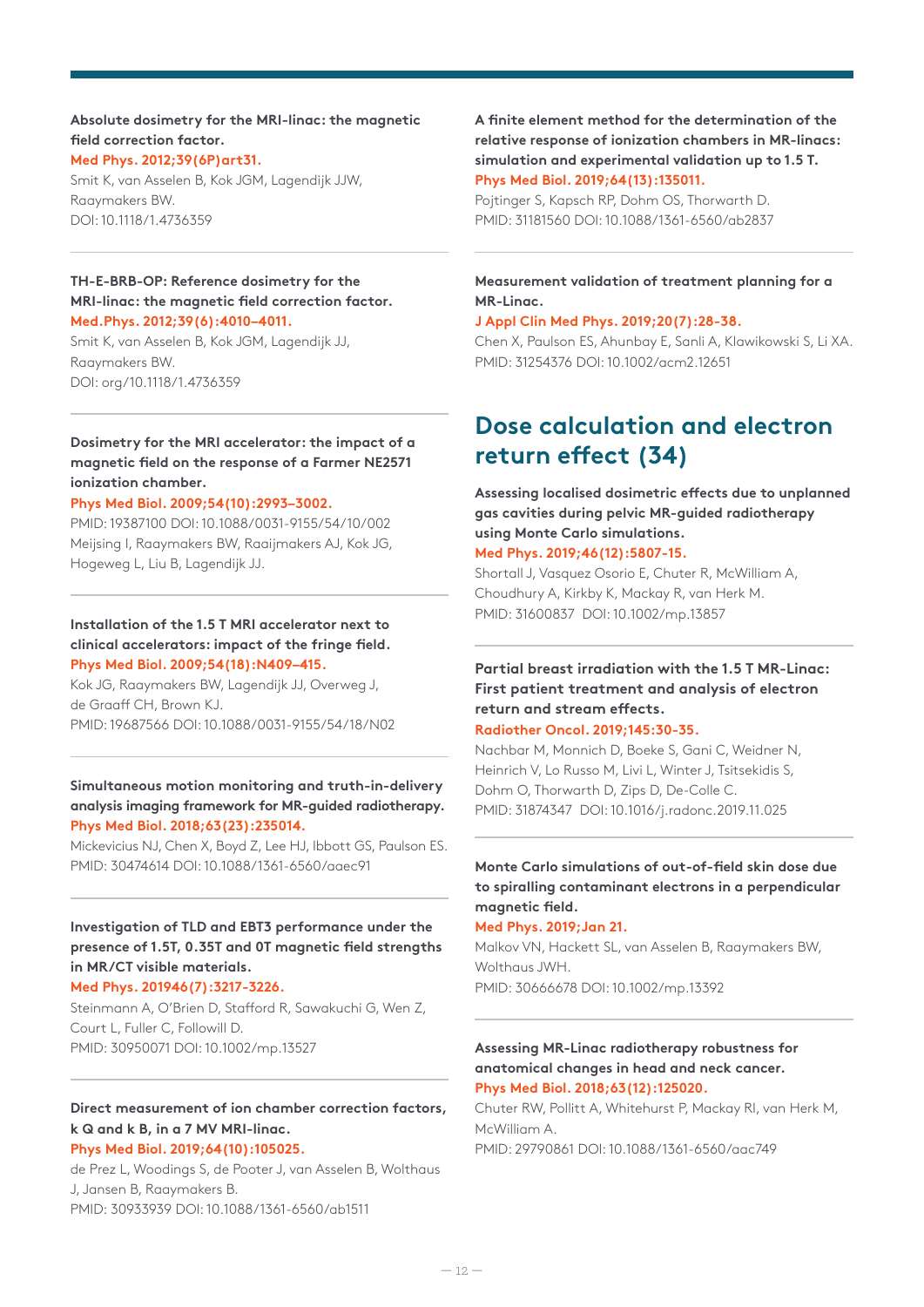**Absolute dosimetry for the MRI-linac: the magnetic field correction factor.**
**Med Phys. 2012;39(6P)art31.**
Smit K, van Asselen B, Kok JGM, Lagendijk JJW, Raaymakers BW.
DOI: 10.1118/1.4736359

---

**TH-E-BRB-OP: Reference dosimetry for the MRI-linac: the magnetic field correction factor.**
**Med.Phys. 2012;39(6):4010–4011.**
Smit K, van Asselen B, Kok JGM, Lagendijk JJ, Raaymakers BW.
DOI: org/10.1118/1.4736359

---

**Dosimetry for the MRI accelerator: the impact of a magnetic field on the response of a Farmer NE2571 ionization chamber.**
**Phys Med Biol. 2009;54(10):2993–3002.**
PMID: 19387100 DOI: 10.1088/0031-9155/54/10/002
Meijsing I, Raaymakers BW, Raaijmakers AJ, Kok JG, Hogeweg L, Liu B, Lagendijk JJ.

---

**Installation of the 1.5 T MRI accelerator next to clinical accelerators: impact of the fringe field.**
**Phys Med Biol. 2009;54(18):N409–415.**
Kok JG, Raaymakers BW, Lagendijk JJ, Overweg J, de Graaff CH, Brown KJ.
PMID: 19687566 DOI: 10.1088/0031-9155/54/18/N02

---

**Simultaneous motion monitoring and truth-in-delivery analysis imaging framework for MR-guided radiotherapy.**
**Phys Med Biol. 2018;63(23):235014.**
Mickevicius NJ, Chen X, Boyd Z, Lee HJ, Ibbott GS, Paulson ES.
PMID: 30474614 DOI: 10.1088/1361-6560/aaec91

---

**Investigation of TLD and EBT3 performance under the presence of 1.5T, 0.35T and 0T magnetic field strengths in MR/CT visible materials.**
**Med Phys. 201946(7):3217-3226.**
Steinmann A, O'Brien D, Stafford R, Sawakuchi G, Wen Z, Court L, Fuller C, Followill D.
PMID: 30950071 DOI: 10.1002/mp.13527

---

**Direct measurement of ion chamber correction factors, k Q and k B, in a 7 MV MRI-linac.**
**Phys Med Biol. 2019;64(10):105025.**
de Prez L, Woodings S, de Pooter J, van Asselen B, Wolthaus J, Jansen B, Raaymakers B.
PMID: 30933939 DOI: 10.1088/1361-6560/ab1511

---

**A finite element method for the determination of the relative response of ionization chambers in MR-linacs: simulation and experimental validation up to 1.5 T.**
**Phys Med Biol. 2019;64(13):135011.**
Pojtinger S, Kapsch RP, Dohm OS, Thorwarth D.
PMID: 31181560 DOI: 10.1088/1361-6560/ab2837

---

**Measurement validation of treatment planning for a MR-Linac.**
**J Appl Clin Med Phys. 2019;20(7):28-38.**
Chen X, Paulson ES, Ahunbay E, Sanli A, Klawikowski S, Li XA.
PMID: 31254376 DOI: 10.1002/acm2.12651

## Dose calculation and electron return effect (34)

**Assessing localised dosimetric effects due to unplanned gas cavities during pelvic MR-guided radiotherapy using Monte Carlo simulations.**
**Med Phys. 2019;46(12):5807-15.**
Shortall J, Vasquez Osorio E, Chuter R, McWilliam A, Choudhury A, Kirkby K, Mackay R, van Herk M.
PMID: 31600837 DOI: 10.1002/mp.13857

---

**Partial breast irradiation with the 1.5 T MR-Linac: First patient treatment and analysis of electron return and stream effects.**
**Radiother Oncol. 2019;145:30-35.**
Nachbar M, Monnich D, Boeke S, Gani C, Weidner N, Heinrich V, Lo Russo M, Livi L, Winter J, Tsitsekidis S, Dohm O, Thorwarth D, Zips D, De-Colle C.
PMID: 31874347 DOI: 10.1016/j.radonc.2019.11.025

---

**Monte Carlo simulations of out-of-field skin dose due to spiralling contaminant electrons in a perpendicular magnetic field.**
**Med Phys. 2019;Jan 21.**
Malkov VN, Hackett SL, van Asselen B, Raaymakers BW, Wolthaus JWH.
PMID: 30666678 DOI: 10.1002/mp.13392

---

**Assessing MR-Linac radiotherapy robustness for anatomical changes in head and neck cancer.**
**Phys Med Biol. 2018;63(12):125020.**
Chuter RW, Pollitt A, Whitehurst P, Mackay RI, van Herk M, McWilliam A.
PMID: 29790861 DOI: 10.1088/1361-6560/aac749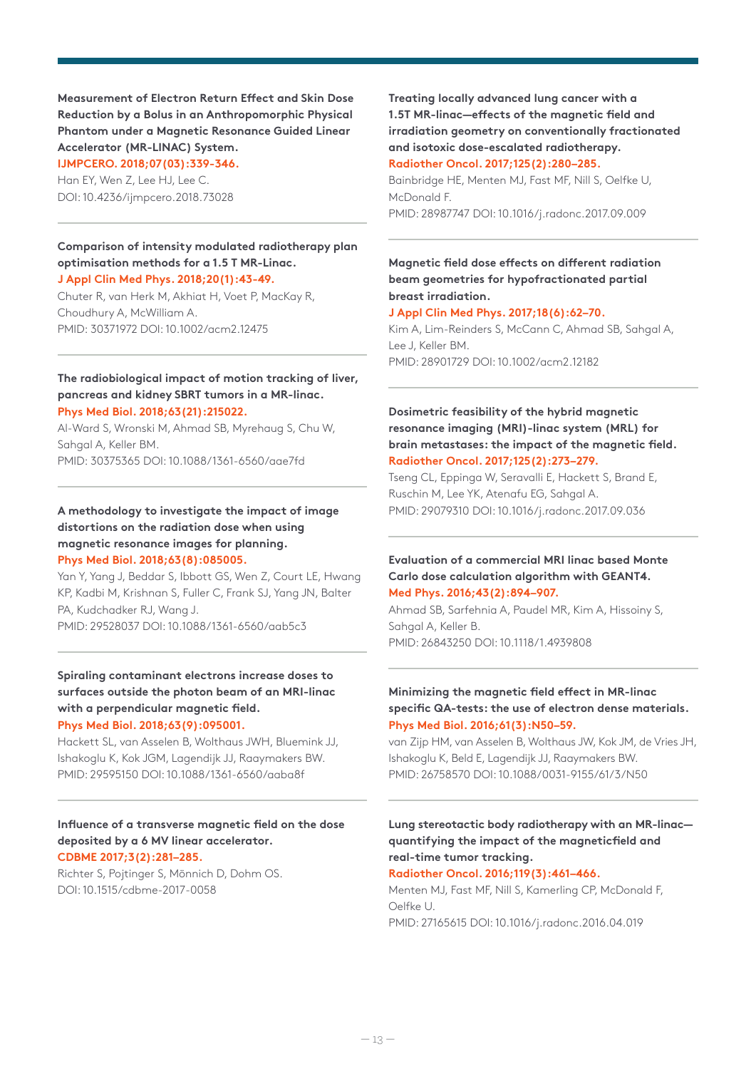**Measurement of Electron Return Effect and Skin Dose Reduction by a Bolus in an Anthropomorphic Physical Phantom under a Magnetic Resonance Guided Linear Accelerator (MR-LINAC) System.**
IJMPCERO. 2018;07(03):339-346.
Han EY, Wen Z, Lee HJ, Lee C.
DOI: 10.4236/ijmpcero.2018.73028

---

**Comparison of intensity modulated radiotherapy plan optimisation methods for a 1.5 T MR-Linac.**
J Appl Clin Med Phys. 2018;20(1):43-49.
Chuter R, van Herk M, Akhiat H, Voet P, MacKay R, Choudhury A, McWilliam A.
PMID: 30371972 DOI: 10.1002/acm2.12475

---

**The radiobiological impact of motion tracking of liver, pancreas and kidney SBRT tumors in a MR-linac.**
Phys Med Biol. 2018;63(21):215022.
Al-Ward S, Wronski M, Ahmad SB, Myrehaug S, Chu W, Sahgal A, Keller BM.
PMID: 30375365 DOI: 10.1088/1361-6560/aae7fd

---

**A methodology to investigate the impact of image distortions on the radiation dose when using magnetic resonance images for planning.**
Phys Med Biol. 2018;63(8):085005.
Yan Y, Yang J, Beddar S, Ibbott GS, Wen Z, Court LE, Hwang KP, Kadbi M, Krishnan S, Fuller C, Frank SJ, Yang JN, Balter PA, Kudchadker RJ, Wang J.
PMID: 29528037 DOI: 10.1088/1361-6560/aab5c3

---

**Spiraling contaminant electrons increase doses to surfaces outside the photon beam of an MRI-linac with a perpendicular magnetic field.**
Phys Med Biol. 2018;63(9):095001.
Hackett SL, van Asselen B, Wolthaus JWH, Bluemink JJ, Ishakoglu K, Kok JGM, Lagendijk JJ, Raaymakers BW.
PMID: 29595150 DOI: 10.1088/1361-6560/aaba8f

---

**Influence of a transverse magnetic field on the dose deposited by a 6 MV linear accelerator.**
CDBME 2017;3(2):281–285.
Richter S, Pojtinger S, Mönnich D, Dohm OS.
DOI: 10.1515/cdbme-2017-0058

---

**Treating locally advanced lung cancer with a 1.5T MR-linac—effects of the magnetic field and irradiation geometry on conventionally fractionated and isotoxic dose-escalated radiotherapy.**
Radiother Oncol. 2017;125(2):280–285.
Bainbridge HE, Menten MJ, Fast MF, Nill S, Oelfke U, McDonald F.
PMID: 28987747 DOI: 10.1016/j.radonc.2017.09.009

---

**Magnetic field dose effects on different radiation beam geometries for hypofractionated partial breast irradiation.**
J Appl Clin Med Phys. 2017;18(6):62–70.
Kim A, Lim-Reinders S, McCann C, Ahmad SB, Sahgal A, Lee J, Keller BM.
PMID: 28901729 DOI: 10.1002/acm2.12182

---

**Dosimetric feasibility of the hybrid magnetic resonance imaging (MRI)-linac system (MRL) for brain metastases: the impact of the magnetic field.**
Radiother Oncol. 2017;125(2):273–279.
Tseng CL, Eppinga W, Seravalli E, Hackett S, Brand E, Ruschin M, Lee YK, Atenafu EG, Sahgal A.
PMID: 29079310 DOI: 10.1016/j.radonc.2017.09.036

---

**Evaluation of a commercial MRI linac based Monte Carlo dose calculation algorithm with GEANT4.**
Med Phys. 2016;43(2):894–907.
Ahmad SB, Sarfehnia A, Paudel MR, Kim A, Hissoiny S, Sahgal A, Keller B.
PMID: 26843250 DOI: 10.1118/1.4939808

---

**Minimizing the magnetic field effect in MR-linac specific QA-tests: the use of electron dense materials.**
Phys Med Biol. 2016;61(3):N50–59.
van Zijp HM, van Asselen B, Wolthaus JW, Kok JM, de Vries JH, Ishakoglu K, Beld E, Lagendijk JJ, Raaymakers BW.
PMID: 26758570 DOI: 10.1088/0031-9155/61/3/N50

---

**Lung stereotactic body radiotherapy with an MR-linac—quantifying the impact of the magneticfield and real-time tumor tracking.**
Radiother Oncol. 2016;119(3):461–466.
Menten MJ, Fast MF, Nill S, Kamerling CP, McDonald F, Oelfke U.
PMID: 27165615 DOI: 10.1016/j.radonc.2016.04.019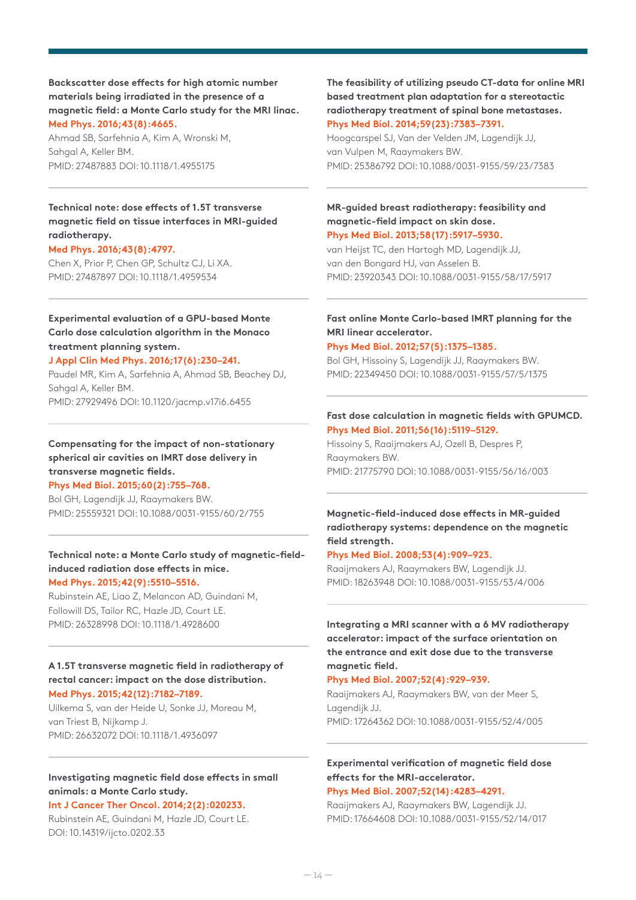**Backscatter dose effects for high atomic number materials being irradiated in the presence of a magnetic field: a Monte Carlo study for the MRI linac.**
Med Phys. 2016;43(8):4665.
Ahmad SB, Sarfehnia A, Kim A, Wronski M, Sahgal A, Keller BM.
PMID: 27487883 DOI: 10.1118/1.4955175

---

**Technical note: dose effects of 1.5T transverse magnetic field on tissue interfaces in MRI-guided radiotherapy.**
Med Phys. 2016;43(8):4797.
Chen X, Prior P, Chen GP, Schultz CJ, Li XA.
PMID: 27487897 DOI: 10.1118/1.4959534

---

**Experimental evaluation of a GPU-based Monte Carlo dose calculation algorithm in the Monaco treatment planning system.**
J Appl Clin Med Phys. 2016;17(6):230–241.
Paudel MR, Kim A, Sarfehnia A, Ahmad SB, Beachey DJ, Sahgal A, Keller BM.
PMID: 27929496 DOI: 10.1120/jacmp.v17i6.6455

---

**Compensating for the impact of non-stationary spherical air cavities on IMRT dose delivery in transverse magnetic fields.**
Phys Med Biol. 2015;60(2):755–768.
Bol GH, Lagendijk JJ, Raaymakers BW.
PMID: 25559321 DOI: 10.1088/0031-9155/60/2/755

---

**Technical note: a Monte Carlo study of magnetic-field-induced radiation dose effects in mice.**
Med Phys. 2015;42(9):5510–5516.
Rubinstein AE, Liao Z, Melancon AD, Guindani M, Followill DS, Tailor RC, Hazle JD, Court LE.
PMID: 26328998 DOI: 10.1118/1.4928600

---

**A 1.5T transverse magnetic field in radiotherapy of rectal cancer: impact on the dose distribution.**
Med Phys. 2015;42(12):7182–7189.
Uilkema S, van der Heide U, Sonke JJ, Moreau M, van Triest B, Nijkamp J.
PMID: 26632072 DOI: 10.1118/1.4936097

---

**Investigating magnetic field dose effects in small animals: a Monte Carlo study.**
Int J Cancer Ther Oncol. 2014;2(2):020233.
Rubinstein AE, Guindani M, Hazle JD, Court LE.
DOI: 10.14319/ijcto.0202.33

---

**The feasibility of utilizing pseudo CT-data for online MRI based treatment plan adaptation for a stereotactic radiotherapy treatment of spinal bone metastases.**
Phys Med Biol. 2014;59(23):7383–7391.
Hoogcarspel SJ, Van der Velden JM, Lagendijk JJ, van Vulpen M, Raaymakers BW.
PMID: 25386792 DOI: 10.1088/0031-9155/59/23/7383

---

**MR-guided breast radiotherapy: feasibility and magnetic-field impact on skin dose.**
Phys Med Biol. 2013;58(17):5917–5930.
van Heijst TC, den Hartogh MD, Lagendijk JJ, van den Bongard HJ, van Asselen B.
PMID: 23920343 DOI: 10.1088/0031-9155/58/17/5917

---

**Fast online Monte Carlo-based IMRT planning for the MRI linear accelerator.**
Phys Med Biol. 2012;57(5):1375–1385.
Bol GH, Hissoiny S, Lagendijk JJ, Raaymakers BW.
PMID: 22349450 DOI: 10.1088/0031-9155/57/5/1375

---

**Fast dose calculation in magnetic fields with GPUMCD.**
Phys Med Biol. 2011;56(16):5119–5129.
Hissoiny S, Raaijmakers AJ, Ozell B, Despres P, Raaymakers BW.
PMID: 21775790 DOI: 10.1088/0031-9155/56/16/003

---

**Magnetic-field-induced dose effects in MR-guided radiotherapy systems: dependence on the magnetic field strength.**
Phys Med Biol. 2008;53(4):909–923.
Raaijmakers AJ, Raaymakers BW, Lagendijk JJ.
PMID: 18263948 DOI: 10.1088/0031-9155/53/4/006

---

**Integrating a MRI scanner with a 6 MV radiotherapy accelerator: impact of the surface orientation on the entrance and exit dose due to the transverse magnetic field.**
Phys Med Biol. 2007;52(4):929–939.
Raaijmakers AJ, Raaymakers BW, van der Meer S, Lagendijk JJ.
PMID: 17264362 DOI: 10.1088/0031-9155/52/4/005

---

**Experimental verification of magnetic field dose effects for the MRI-accelerator.**
Phys Med Biol. 2007;52(14):4283–4291.
Raaijmakers AJ, Raaymakers BW, Lagendijk JJ.
PMID: 17664608 DOI: 10.1088/0031-9155/52/14/017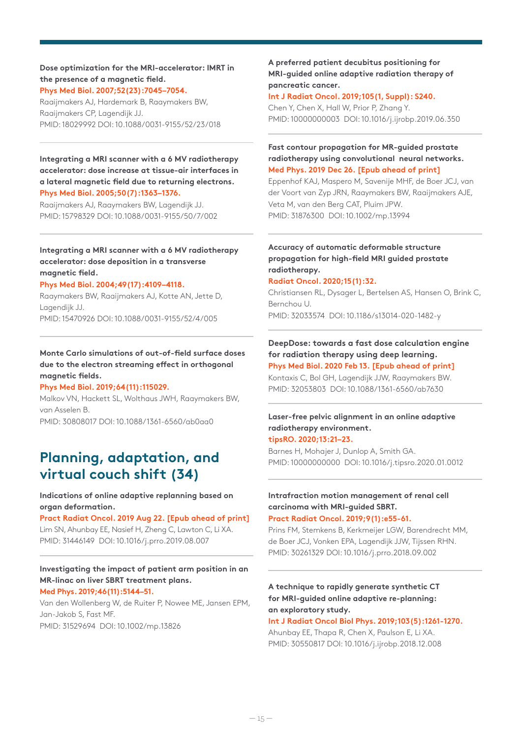**Dose optimization for the MRI-accelerator: IMRT in the presence of a magnetic field.**
Phys Med Biol. 2007;52(23):7045–7054.
Raaijmakers AJ, Hardemark B, Raaymakers BW, Raaijmakers CP, Lagendijk JJ.
PMID: 18029992 DOI: 10.1088/0031-9155/52/23/018

**Integrating a MRI scanner with a 6 MV radiotherapy accelerator: dose increase at tissue-air interfaces in a lateral magnetic field due to returning electrons.**
Phys Med Biol. 2005;50(7):1363–1376.
Raaijmakers AJ, Raaymakers BW, Lagendijk JJ.
PMID: 15798329 DOI: 10.1088/0031-9155/50/7/002

**Integrating a MRI scanner with a 6 MV radiotherapy accelerator: dose deposition in a transverse magnetic field.**
Phys Med Biol. 2004;49(17):4109–4118.
Raaymakers BW, Raaijmakers AJ, Kotte AN, Jette D, Lagendijk JJ.
PMID: 15470926 DOI: 10.1088/0031-9155/52/4/005

**Monte Carlo simulations of out-of-field surface doses due to the electron streaming effect in orthogonal magnetic fields.**
Phys Med Biol. 2019;64(11):115029.
Malkov VN, Hackett SL, Wolthaus JWH, Raaymakers BW, van Asselen B.
PMID: 30808017 DOI: 10.1088/1361-6560/ab0aa0

## Planning, adaptation, and virtual couch shift (34)

**Indications of online adaptive replanning based on organ deformation.**
Pract Radiat Oncol. 2019 Aug 22. [Epub ahead of print]
Lim SN, Ahunbay EE, Nasief H, Zheng C, Lawton C, Li XA.
PMID: 31446149 DOI: 10.1016/j.prro.2019.08.007

**Investigating the impact of patient arm position in an MR-linac on liver SBRT treatment plans.**
Med Phys. 2019;46(11):5144–51.
Van den Wollenberg W, de Ruiter P, Nowee ME, Jansen EPM, Jan-Jakob S, Fast MF.
PMID: 31529694 DOI: 10.1002/mp.13826

**A preferred patient decubitus positioning for MRI-guided online adaptive radiation therapy of pancreatic cancer.**
Int J Radiat Oncol. 2019;105(1, Suppl): S240.
Chen Y, Chen X, Hall W, Prior P, Zhang Y.
PMID: 10000000003 DOI: 10.1016/j.ijrobp.2019.06.350

**Fast contour propagation for MR-guided prostate radiotherapy using convolutional neural networks.**
Med Phys. 2019 Dec 26. [Epub ahead of print]
Eppenhof KAJ, Maspero M, Savenije MHF, de Boer JCJ, van der Voort van Zyp JRN, Raaymakers BW, Raaijmakers AJE, Veta M, van den Berg CAT, Pluim JPW.
PMID: 31876300 DOI: 10.1002/mp.13994

**Accuracy of automatic deformable structure propagation for high-field MRI guided prostate radiotherapy.**
Radiat Oncol. 2020;15(1):32.
Christiansen RL, Dysager L, Bertelsen AS, Hansen O, Brink C, Bernchou U.
PMID: 32033574 DOI: 10.1186/s13014-020-1482-y

**DeepDose: towards a fast dose calculation engine for radiation therapy using deep learning.**
Phys Med Biol. 2020 Feb 13. [Epub ahead of print]
Kontaxis C, Bol GH, Lagendijk JJW, Raaymakers BW.
PMID: 32053803 DOI: 10.1088/1361-6560/ab7630

**Laser-free pelvic alignment in an online adaptive radiotherapy environment.**
tipsRO. 2020;13:21–23.
Barnes H, Mohajer J, Dunlop A, Smith GA.
PMID: 10000000000 DOI: 10.1016/j.tipsro.2020.01.0012

**Intrafraction motion management of renal cell carcinoma with MRI-guided SBRT.**
Pract Radiat Oncol. 2019;9(1):e55-61.
Prins FM, Stemkens B, Kerkmeijer LGW, Barendrecht MM, de Boer JCJ, Vonken EPA, Lagendijk JJW, Tijssen RHN.
PMID: 30261329 DOI: 10.1016/j.prro.2018.09.002

**A technique to rapidly generate synthetic CT for MRI-guided online adaptive re-planning: an exploratory study.**
Int J Radiat Oncol Biol Phys. 2019;103(5):1261-1270.
Ahunbay EE, Thapa R, Chen X, Paulson E, Li XA.
PMID: 30550817 DOI: 10.1016/j.ijrobp.2018.12.008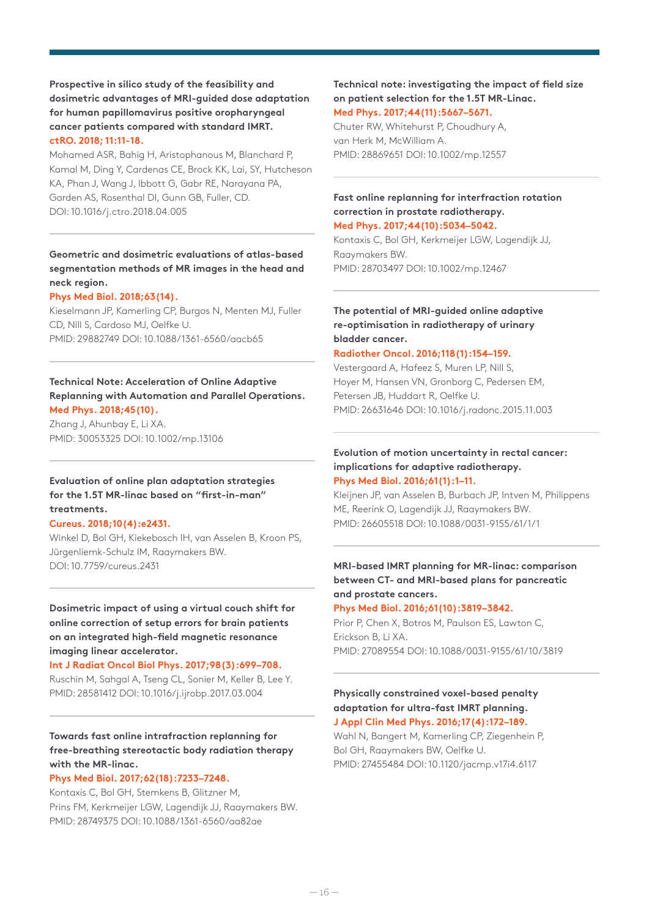**Prospective in silico study of the feasibility and dosimetric advantages of MRI-guided dose adaptation for human papillomavirus positive oropharyngeal cancer patients compared with standard IMRT.**
ctRO. 2018; 11:11-18.
Mohamed ASR, Bahig H, Aristophanous M, Blanchard P, Kamal M, Ding Y, Cardenas CE, Brock KK, Lai, SY, Hutcheson KA, Phan J, Wang J, Ibbott G, Gabr RE, Narayana PA, Garden AS, Rosenthal DI, Gunn GB, Fuller, CD.
DOI: 10.1016/j.ctro.2018.04.005

---

**Geometric and dosimetric evaluations of atlas-based segmentation methods of MR images in the head and neck region.**
Phys Med Biol. 2018;63(14).
Kieselmann JP, Kamerling CP, Burgos N, Menten MJ, Fuller CD, Nill S, Cardoso MJ, Oelfke U.
PMID: 29882749 DOI: 10.1088/1361-6560/aacb65

---

**Technical Note: Acceleration of Online Adaptive Replanning with Automation and Parallel Operations.**
Med Phys. 2018;45(10).
Zhang J, Ahunbay E, Li XA.
PMID: 30053325 DOI: 10.1002/mp.13106

---

**Evaluation of online plan adaptation strategies for the 1.5T MR-linac based on "first-in-man" treatments.**
Cureus. 2018;10(4):e2431.
Winkel D, Bol GH, Kiekebosch IH, van Asselen B, Kroon PS, Jürgenliemk-Schulz IM, Raaymakers BW.
DOI: 10.7759/cureus.2431

---

**Dosimetric impact of using a virtual couch shift for online correction of setup errors for brain patients on an integrated high-field magnetic resonance imaging linear accelerator.**
Int J Radiat Oncol Biol Phys. 2017;98(3):699–708.
Ruschin M, Sahgal A, Tseng CL, Sonier M, Keller B, Lee Y.
PMID: 28581412 DOI: 10.1016/j.ijrobp.2017.03.004

---

**Towards fast online intrafraction replanning for free-breathing stereotactic body radiation therapy with the MR-linac.**
Phys Med Biol. 2017;62(18):7233–7248.
Kontaxis C, Bol GH, Stemkens B, Glitzner M, Prins FM, Kerkmeijer LGW, Lagendijk JJ, Raaymakers BW.
PMID: 28749375 DOI: 10.1088/1361-6560/aa82ae

---

**Technical note: investigating the impact of field size on patient selection for the 1.5T MR-Linac.**
Med Phys. 2017;44(11):5667–5671.
Chuter RW, Whitehurst P, Choudhury A, van Herk M, McWilliam A.
PMID: 28869651 DOI: 10.1002/mp.12557

---

**Fast online replanning for interfraction rotation correction in prostate radiotherapy.**
Med Phys. 2017;44(10):5034–5042.
Kontaxis C, Bol GH, Kerkmeijer LGW, Lagendijk JJ, Raaymakers BW.
PMID: 28703497 DOI: 10.1002/mp.12467

---

**The potential of MRI-guided online adaptive re-optimisation in radiotherapy of urinary bladder cancer.**
Radiother Oncol. 2016;118(1):154–159.
Vestergaard A, Hafeez S, Muren LP, Nill S, Hoyer M, Hansen VN, Gronborg C, Pedersen EM, Petersen JB, Huddart R, Oelfke U.
PMID: 26631646 DOI: 10.1016/j.radonc.2015.11.003

---

**Evolution of motion uncertainty in rectal cancer: implications for adaptive radiotherapy.**
Phys Med Biol. 2016;61(1):1–11.
Kleijnen JP, van Asselen B, Burbach JP, Intven M, Philippens ME, Reerink O, Lagendijk JJ, Raaymakers BW.
PMID: 26605518 DOI: 10.1088/0031-9155/61/1/1

---

**MRI-based IMRT planning for MR-linac: comparison between CT- and MRI-based plans for pancreatic and prostate cancers.**
Phys Med Biol. 2016;61(10):3819–3842.
Prior P, Chen X, Botros M, Paulson ES, Lawton C, Erickson B, Li XA.
PMID: 27089554 DOI: 10.1088/0031-9155/61/10/3819

---

**Physically constrained voxel-based penalty adaptation for ultra-fast IMRT planning.**
J Appl Clin Med Phys. 2016;17(4):172–189.
Wahl N, Bangert M, Kamerling CP, Ziegenhein P, Bol GH, Raaymakers BW, Oelfke U.
PMID: 27455484 DOI: 10.1120/jacmp.v17i4.6117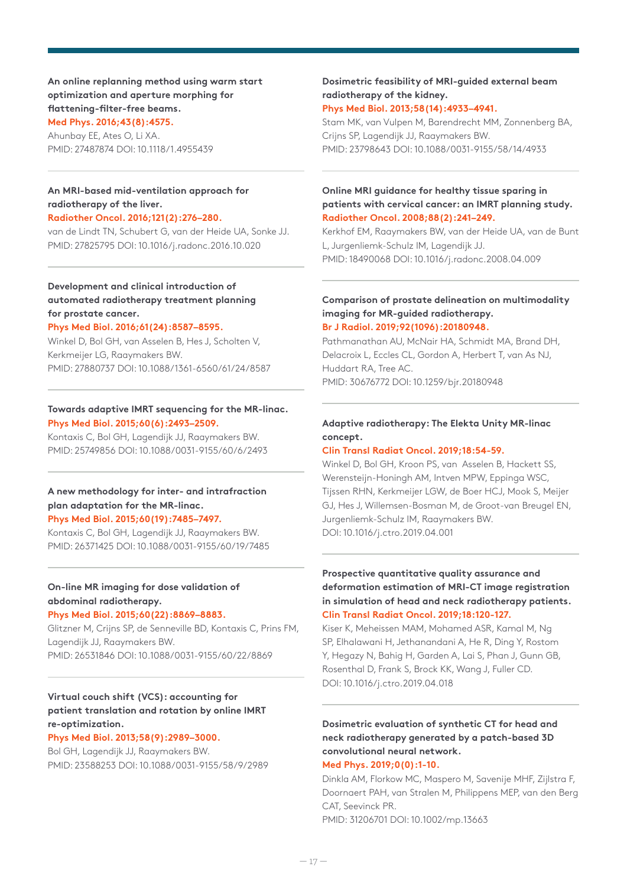**An online replanning method using warm start optimization and aperture morphing for flattening-filter-free beams.**
**Med Phys. 2016;43(8):4575.**
Ahunbay EE, Ates O, Li XA.
PMID: 27487874 DOI: 10.1118/1.4955439

---

**An MRI-based mid-ventilation approach for radiotherapy of the liver.**
**Radiother Oncol. 2016;121(2):276–280.**
van de Lindt TN, Schubert G, van der Heide UA, Sonke JJ.
PMID: 27825795 DOI: 10.1016/j.radonc.2016.10.020

---

**Development and clinical introduction of automated radiotherapy treatment planning for prostate cancer.**
**Phys Med Biol. 2016;61(24):8587–8595.**
Winkel D, Bol GH, van Asselen B, Hes J, Scholten V, Kerkmeijer LG, Raaymakers BW.
PMID: 27880737 DOI: 10.1088/1361-6560/61/24/8587

---

**Towards adaptive IMRT sequencing for the MR-linac.**
**Phys Med Biol. 2015;60(6):2493–2509.**
Kontaxis C, Bol GH, Lagendijk JJ, Raaymakers BW.
PMID: 25749856 DOI: 10.1088/0031-9155/60/6/2493

---

**A new methodology for inter- and intrafraction plan adaptation for the MR-linac.**
**Phys Med Biol. 2015;60(19):7485–7497.**
Kontaxis C, Bol GH, Lagendijk JJ, Raaymakers BW.
PMID: 26371425 DOI: 10.1088/0031-9155/60/19/7485

---

**On-line MR imaging for dose validation of abdominal radiotherapy.**
**Phys Med Biol. 2015;60(22):8869–8883.**
Glitzner M, Crijns SP, de Senneville BD, Kontaxis C, Prins FM, Lagendijk JJ, Raaymakers BW.
PMID: 26531846 DOI: 10.1088/0031-9155/60/22/8869

---

**Virtual couch shift (VCS): accounting for patient translation and rotation by online IMRT re-optimization.**
**Phys Med Biol. 2013;58(9):2989–3000.**
Bol GH, Lagendijk JJ, Raaymakers BW.
PMID: 23588253 DOI: 10.1088/0031-9155/58/9/2989

---

**Dosimetric feasibility of MRI-guided external beam radiotherapy of the kidney.**
**Phys Med Biol. 2013;58(14):4933–4941.**
Stam MK, van Vulpen M, Barendrecht MM, Zonnenberg BA, Crijns SP, Lagendijk JJ, Raaymakers BW.
PMID: 23798643 DOI: 10.1088/0031-9155/58/14/4933

---

**Online MRI guidance for healthy tissue sparing in patients with cervical cancer: an IMRT planning study.**
**Radiother Oncol. 2008;88(2):241–249.**
Kerkhof EM, Raaymakers BW, van der Heide UA, van de Bunt L, Jurgenliemk-Schulz IM, Lagendijk JJ.
PMID: 18490068 DOI: 10.1016/j.radonc.2008.04.009

---

**Comparison of prostate delineation on multimodality imaging for MR-guided radiotherapy.**
**Br J Radiol. 2019;92(1096):20180948.**
Pathmanathan AU, McNair HA, Schmidt MA, Brand DH, Delacroix L, Eccles CL, Gordon A, Herbert T, van As NJ, Huddart RA, Tree AC.
PMID: 30676772 DOI: 10.1259/bjr.20180948

---

**Adaptive radiotherapy: The Elekta Unity MR-linac concept.**
**Clin Transl Radiat Oncol. 2019;18:54-59.**
Winkel D, Bol GH, Kroon PS, van Asselen B, Hackett SS, Werensteijn-Honingh AM, Intven MPW, Eppinga WSC, Tijssen RHN, Kerkmeijer LGW, de Boer HCJ, Mook S, Meijer GJ, Hes J, Willemsen-Bosman M, de Groot-van Breugel EN, Jurgenliemk-Schulz IM, Raaymakers BW.
DOI: 10.1016/j.ctro.2019.04.001

---

**Prospective quantitative quality assurance and deformation estimation of MRI-CT image registration in simulation of head and neck radiotherapy patients.**
**Clin Transl Radiat Oncol. 2019;18:120-127.**
Kiser K, Meheissen MAM, Mohamed ASR, Kamal M, Ng SP, Elhalawani H, Jethanandani A, He R, Ding Y, Rostom Y, Hegazy N, Bahig H, Garden A, Lai S, Phan J, Gunn GB, Rosenthal D, Frank S, Brock KK, Wang J, Fuller CD.
DOI: 10.1016/j.ctro.2019.04.018

---

**Dosimetric evaluation of synthetic CT for head and neck radiotherapy generated by a patch-based 3D convolutional neural network.**
**Med Phys. 2019;0(0):1-10.**
Dinkla AM, Florkow MC, Maspero M, Savenije MHF, Zijlstra F, Doornaert PAH, van Stralen M, Philippens MEP, van den Berg CAT, Seevinck PR.
PMID: 31206701 DOI: 10.1002/mp.13663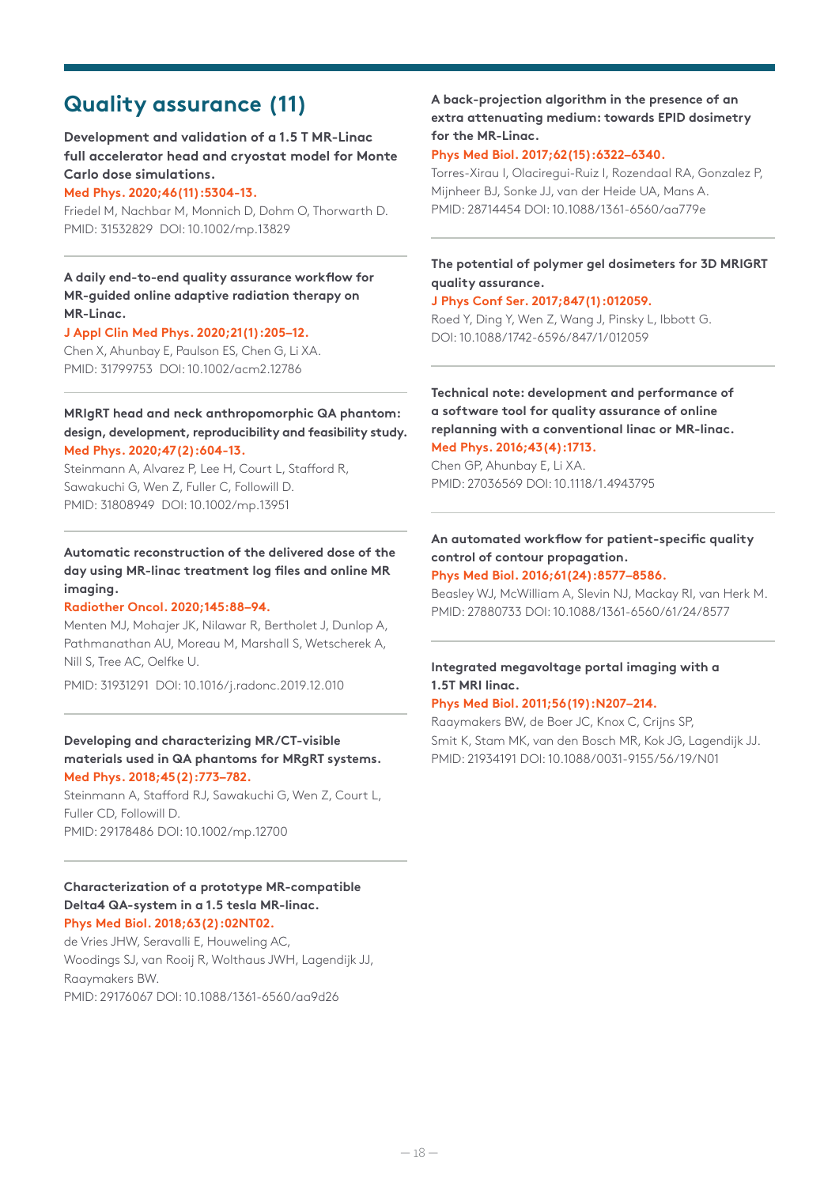# Quality assurance (11)

**Development and validation of a 1.5 T MR-Linac full accelerator head and cryostat model for Monte Carlo dose simulations.**
Med Phys. 2020;46(11):5304-13.
Friedel M, Nachbar M, Monnich D, Dohm O, Thorwarth D.
PMID: 31532829 DOI: 10.1002/mp.13829

---

**A daily end-to-end quality assurance workflow for MR-guided online adaptive radiation therapy on MR-Linac.**
J Appl Clin Med Phys. 2020;21(1):205–12.
Chen X, Ahunbay E, Paulson ES, Chen G, Li XA.
PMID: 31799753 DOI: 10.1002/acm2.12786

---

**MRIgRT head and neck anthropomorphic QA phantom: design, development, reproducibility and feasibility study.**
Med Phys. 2020;47(2):604-13.
Steinmann A, Alvarez P, Lee H, Court L, Stafford R, Sawakuchi G, Wen Z, Fuller C, Followill D.
PMID: 31808949 DOI: 10.1002/mp.13951

---

**Automatic reconstruction of the delivered dose of the day using MR-linac treatment log files and online MR imaging.**
Radiother Oncol. 2020;145:88–94.
Menten MJ, Mohajer JK, Nilawar R, Bertholet J, Dunlop A, Pathmanathan AU, Moreau M, Marshall S, Wetscherek A, Nill S, Tree AC, Oelfke U.
PMID: 31931291 DOI: 10.1016/j.radonc.2019.12.010

---

**Developing and characterizing MR/CT-visible materials used in QA phantoms for MRgRT systems.**
Med Phys. 2018;45(2):773–782.
Steinmann A, Stafford RJ, Sawakuchi G, Wen Z, Court L, Fuller CD, Followill D.
PMID: 29178486 DOI: 10.1002/mp.12700

---

**Characterization of a prototype MR-compatible Delta4 QA-system in a 1.5 tesla MR-linac.**
Phys Med Biol. 2018;63(2):02NT02.
de Vries JHW, Seravalli E, Houweling AC, Woodings SJ, van Rooij R, Wolthaus JWH, Lagendijk JJ, Raaymakers BW.
PMID: 29176067 DOI: 10.1088/1361-6560/aa9d26

---

**A back-projection algorithm in the presence of an extra attenuating medium: towards EPID dosimetry for the MR-Linac.**
Phys Med Biol. 2017;62(15):6322–6340.
Torres-Xirau I, Olaciregui-Ruiz I, Rozendaal RA, Gonzalez P, Mijnheer BJ, Sonke JJ, van der Heide UA, Mans A.
PMID: 28714454 DOI: 10.1088/1361-6560/aa779e

---

**The potential of polymer gel dosimeters for 3D MRIGRT quality assurance.**
J Phys Conf Ser. 2017;847(1):012059.
Roed Y, Ding Y, Wen Z, Wang J, Pinsky L, Ibbott G.
DOI: 10.1088/1742-6596/847/1/012059

---

**Technical note: development and performance of a software tool for quality assurance of online replanning with a conventional linac or MR-linac.**
Med Phys. 2016;43(4):1713.
Chen GP, Ahunbay E, Li XA.
PMID: 27036569 DOI: 10.1118/1.4943795

---

**An automated workflow for patient-specific quality control of contour propagation.**
Phys Med Biol. 2016;61(24):8577–8586.
Beasley WJ, McWilliam A, Slevin NJ, Mackay RI, van Herk M.
PMID: 27880733 DOI: 10.1088/1361-6560/61/24/8577

---

**Integrated megavoltage portal imaging with a 1.5T MRI linac.**
Phys Med Biol. 2011;56(19):N207–214.
Raaymakers BW, de Boer JC, Knox C, Crijns SP, Smit K, Stam MK, van den Bosch MR, Kok JG, Lagendijk JJ.
PMID: 21934191 DOI: 10.1088/0031-9155/56/19/N01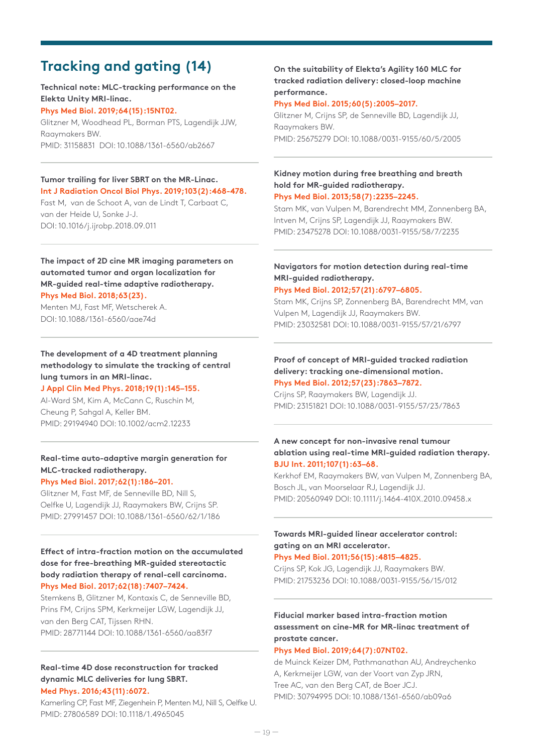## Tracking and gating (14)

**Technical note: MLC-tracking performance on the Elekta Unity MRI-linac.**
**Phys Med Biol. 2019;64(15):15NT02.**
Glitzner M, Woodhead PL, Borman PTS, Lagendijk JJW, Raaymakers BW.
PMID: 31158831 DOI: 10.1088/1361-6560/ab2667

---

**Tumor trailing for liver SBRT on the MR-Linac.**
**Int J Radiation Oncol Biol Phys. 2019;103(2):468-478.**
Fast M, van de Schoot A, van de Lindt T, Carbaat C, van der Heide U, Sonke J-J.
DOI: 10.1016/j.ijrobp.2018.09.011

---

**The impact of 2D cine MR imaging parameters on automated tumor and organ localization for MR-guided real-time adaptive radiotherapy.**
**Phys Med Biol. 2018;63(23).**
Menten MJ, Fast MF, Wetscherek A.
DOI: 10.1088/1361-6560/aae74d

---

**The development of a 4D treatment planning methodology to simulate the tracking of central lung tumors in an MRI-linac.**
**J Appl Clin Med Phys. 2018;19(1):145–155.**
Al-Ward SM, Kim A, McCann C, Ruschin M, Cheung P, Sahgal A, Keller BM.
PMID: 29194940 DOI: 10.1002/acm2.12233

---

**Real-time auto-adaptive margin generation for MLC-tracked radiotherapy.**
**Phys Med Biol. 2017;62(1):186–201.**
Glitzner M, Fast MF, de Senneville BD, Nill S, Oelfke U, Lagendijk JJ, Raaymakers BW, Crijns SP.
PMID: 27991457 DOI: 10.1088/1361-6560/62/1/186

---

**Effect of intra-fraction motion on the accumulated dose for free-breathing MR-guided stereotactic body radiation therapy of renal-cell carcinoma.**
**Phys Med Biol. 2017;62(18):7407–7424.**
Stemkens B, Glitzner M, Kontaxis C, de Senneville BD, Prins FM, Crijns SPM, Kerkmeijer LGW, Lagendijk JJ, van den Berg CAT, Tijssen RHN.
PMID: 28771144 DOI: 10.1088/1361-6560/aa83f7

---

**Real-time 4D dose reconstruction for tracked dynamic MLC deliveries for lung SBRT.**
**Med Phys. 2016;43(11):6072.**
Kamerling CP, Fast MF, Ziegenhein P, Menten MJ, Nill S, Oelfke U.
PMID: 27806589 DOI: 10.1118/1.4965045

---

**On the suitability of Elekta's Agility 160 MLC for tracked radiation delivery: closed-loop machine performance.**
**Phys Med Biol. 2015;60(5):2005–2017.**
Glitzner M, Crijns SP, de Senneville BD, Lagendijk JJ, Raaymakers BW.
PMID: 25675279 DOI: 10.1088/0031-9155/60/5/2005

---

**Kidney motion during free breathing and breath hold for MR-guided radiotherapy.**
**Phys Med Biol. 2013;58(7):2235–2245.**
Stam MK, van Vulpen M, Barendrecht MM, Zonnenberg BA, Intven M, Crijns SP, Lagendijk JJ, Raaymakers BW.
PMID: 23475278 DOI: 10.1088/0031-9155/58/7/2235

---

**Navigators for motion detection during real-time MRI-guided radiotherapy.**
**Phys Med Biol. 2012;57(21):6797–6805.**
Stam MK, Crijns SP, Zonnenberg BA, Barendrecht MM, van Vulpen M, Lagendijk JJ, Raaymakers BW.
PMID: 23032581 DOI: 10.1088/0031-9155/57/21/6797

---

**Proof of concept of MRI-guided tracked radiation delivery: tracking one-dimensional motion.**
**Phys Med Biol. 2012;57(23):7863–7872.**
Crijns SP, Raaymakers BW, Lagendijk JJ.
PMID: 23151821 DOI: 10.1088/0031-9155/57/23/7863

---

**A new concept for non-invasive renal tumour ablation using real-time MRI-guided radiation therapy.**
**BJU Int. 2011;107(1):63–68.**
Kerkhof EM, Raaymakers BW, van Vulpen M, Zonnenberg BA, Bosch JL, van Moorselaar RJ, Lagendijk JJ.
PMID: 20560949 DOI: 10.1111/j.1464-410X.2010.09458.x

---

**Towards MRI-guided linear accelerator control: gating on an MRI accelerator.**
**Phys Med Biol. 2011;56(15):4815–4825.**
Crijns SP, Kok JG, Lagendijk JJ, Raaymakers BW.
PMID: 21753236 DOI: 10.1088/0031-9155/56/15/012

---

**Fiducial marker based intra-fraction motion assessment on cine-MR for MR-linac treatment of prostate cancer.**
**Phys Med Biol. 2019;64(7):07NT02.**
de Muinck Keizer DM, Pathmanathan AU, Andreychenko A, Kerkmeijer LGW, van der Voort van Zyp JRN, Tree AC, van den Berg CAT, de Boer JCJ.
PMID: 30794995 DOI: 10.1088/1361-6560/ab09a6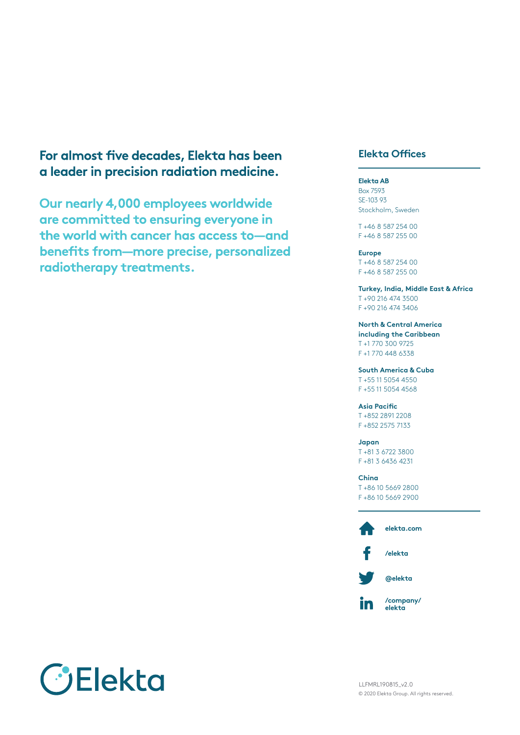**For almost five decades, Elekta has been a leader in precision radiation medicine.**

**Our nearly 4,000 employees worldwide are committed to ensuring everyone in the world with cancer has access to—and benefits from—more precise, personalized radiotherapy treatments.**

## Elekta Offices

**Elekta AB**
Box 7593
SE-103 93
Stockholm, Sweden

T +46 8 587 254 00
F +46 8 587 255 00

**Europe**
T +46 8 587 254 00
F +46 8 587 255 00

**Turkey, India, Middle East & Africa**
T +90 216 474 3500
F +90 216 474 3406

**North & Central America including the Caribbean**
T +1 770 300 9725
F +1 770 448 6338

**South America & Cuba**
T +55 11 5054 4550
F +55 11 5054 4568

**Asia Pacific**
T +852 2891 2208
F +852 2575 7133

**Japan**
T +81 3 6722 3800
F +81 3 6436 4231

**China**
T +86 10 5669 2800
F +86 10 5669 2900

**elekta.com**

**/elekta**

**@elekta**

**/company/elekta**

Elekta

LLFMRL190815_v2.0
© 2020 Elekta Group. All rights reserved.